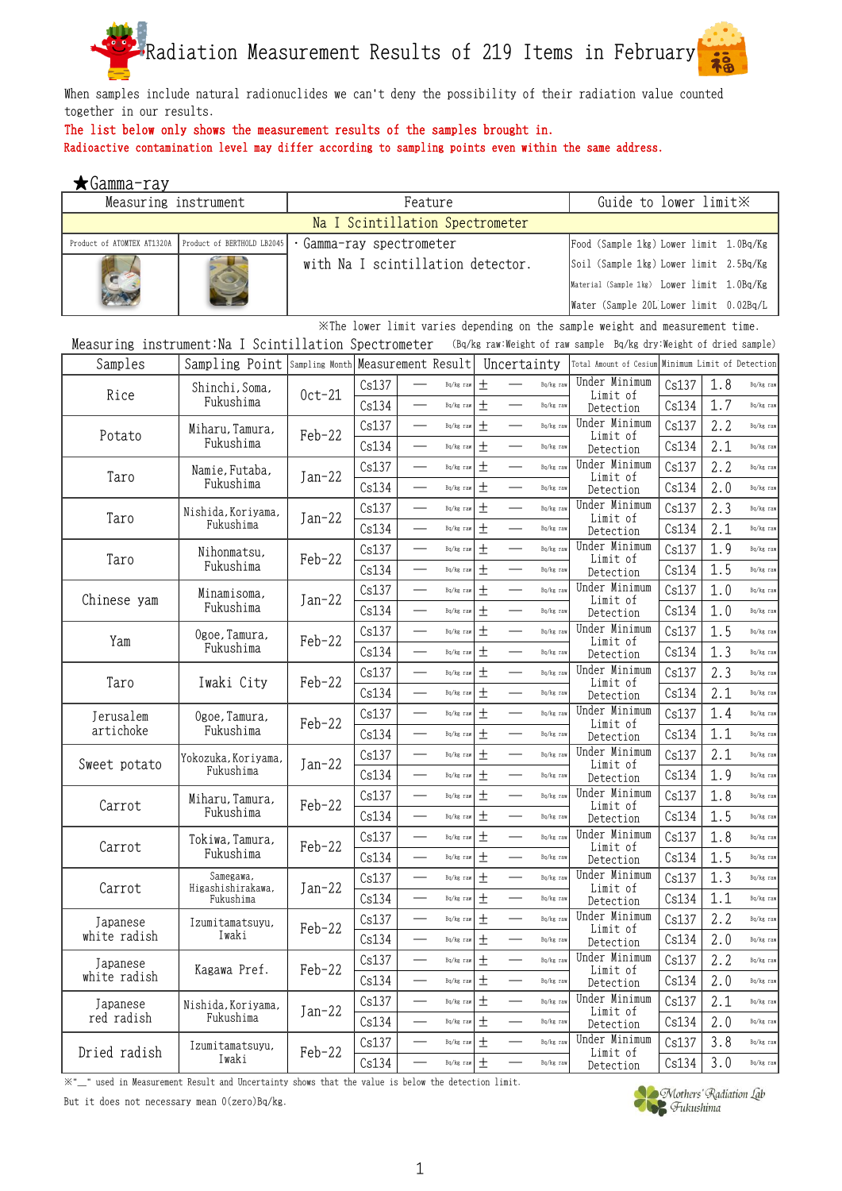# Radiation Measurement Results of 219 Items in February

When samples include natural radionuclides we can't deny the possibility of their radiation value counted together in our results.

**The list below only shows the measurement results of the samples brought in.**

**Radioactive contamination level may differ according to sampling points even within the same address.**

## ★Gamma-ray

| Measuring instrument | | Feature | Guide to lower limit※ |
|---|---|---|---|
| Na I Scintillation Spectrometer | | | |
| Product of ATOMTEX AT1320A | Product of BERTHOLD LB2045 | ・Gamma-ray spectrometer with Na I scintillation detector. | Food (Sample 1kg) Lower limit 1.0Bq/Kg<br>Soil (Sample 1kg) Lower limit 2.5Bq/Kg<br>Material (Sample 1kg) Lower limit 1.0Bq/Kg<br>Water (Sample 20L Lower limit 0.02Bq/L |

※The lower limit varies depending on the sample weight and measurement time.

Measuring instrument:Na I Scintillation Spectrometer (Bq/kg raw:Weight of raw sample Bq/kg dry:Weight of dried sample)

| Samples | Sampling Point | Sampling Month | Measurement Result | | | Uncertainty | | | Total Amount of Cesium | Minimum Limit of Detection | | |
|---|---|---|---|---|---|---|---|---|---|---|---|---|
| Rice | Shinchi, Soma, Fukushima | Oct-21 | Cs137 | — | Bq/kg raw | ± | — | Bq/kg raw | Under Minimum Limit of Detection | Cs137 | 1.8 | Bq/kg raw |
| | | | Cs134 | — | Bq/kg raw | ± | — | Bq/kg raw | | Cs134 | 1.7 | Bq/kg raw |
| Potato | Miharu, Tamura, Fukushima | Feb-22 | Cs137 | — | Bq/kg raw | ± | — | Bq/kg raw | Under Minimum Limit of Detection | Cs137 | 2.2 | Bq/kg raw |
| | | | Cs134 | — | Bq/kg raw | ± | — | Bq/kg raw | | Cs134 | 2.1 | Bq/kg raw |
| Taro | Namie, Futaba, Fukushima | Jan-22 | Cs137 | — | Bq/kg raw | ± | — | Bq/kg raw | Under Minimum Limit of Detection | Cs137 | 2.2 | Bq/kg raw |
| | | | Cs134 | — | Bq/kg raw | ± | — | Bq/kg raw | | Cs134 | 2.0 | Bq/kg raw |
| Taro | Nishida, Koriyama, Fukushima | Jan-22 | Cs137 | — | Bq/kg raw | ± | — | Bq/kg raw | Under Minimum Limit of Detection | Cs137 | 2.3 | Bq/kg raw |
| | | | Cs134 | — | Bq/kg raw | ± | — | Bq/kg raw | | Cs134 | 2.1 | Bq/kg raw |
| Taro | Nihonmatsu, Fukushima | Feb-22 | Cs137 | — | Bq/kg raw | ± | — | Bq/kg raw | Under Minimum Limit of Detection | Cs137 | 1.9 | Bq/kg raw |
| | | | Cs134 | — | Bq/kg raw | ± | — | Bq/kg raw | | Cs134 | 1.5 | Bq/kg raw |
| Chinese yam | Minamisoma, Fukushima | Jan-22 | Cs137 | — | Bq/kg raw | ± | — | Bq/kg raw | Under Minimum Limit of Detection | Cs137 | 1.0 | Bq/kg raw |
| | | | Cs134 | — | Bq/kg raw | ± | — | Bq/kg raw | | Cs134 | 1.0 | Bq/kg raw |
| Yam | Ogoe, Tamura, Fukushima | Feb-22 | Cs137 | — | Bq/kg raw | ± | — | Bq/kg raw | Under Minimum Limit of Detection | Cs137 | 1.5 | Bq/kg raw |
| | | | Cs134 | — | Bq/kg raw | ± | — | Bq/kg raw | | Cs134 | 1.3 | Bq/kg raw |
| Taro | Iwaki City | Feb-22 | Cs137 | — | Bq/kg raw | ± | — | Bq/kg raw | Under Minimum Limit of Detection | Cs137 | 2.3 | Bq/kg raw |
| | | | Cs134 | — | Bq/kg raw | ± | — | Bq/kg raw | | Cs134 | 2.1 | Bq/kg raw |
| Jerusalem artichoke | Ogoe, Tamura, Fukushima | Feb-22 | Cs137 | — | Bq/kg raw | ± | — | Bq/kg raw | Under Minimum Limit of Detection | Cs137 | 1.4 | Bq/kg raw |
| | | | Cs134 | — | Bq/kg raw | ± | — | Bq/kg raw | | Cs134 | 1.1 | Bq/kg raw |
| Sweet potato | Yokozuka, Koriyama, Fukushima | Jan-22 | Cs137 | — | Bq/kg raw | ± | — | Bq/kg raw | Under Minimum Limit of Detection | Cs137 | 2.1 | Bq/kg raw |
| | | | Cs134 | — | Bq/kg raw | ± | — | Bq/kg raw | | Cs134 | 1.9 | Bq/kg raw |
| Carrot | Miharu, Tamura, Fukushima | Feb-22 | Cs137 | — | Bq/kg raw | ± | — | Bq/kg raw | Under Minimum Limit of Detection | Cs137 | 1.8 | Bq/kg raw |
| | | | Cs134 | — | Bq/kg raw | ± | — | Bq/kg raw | | Cs134 | 1.5 | Bq/kg raw |
| Carrot | Tokiwa, Tamura, Fukushima | Feb-22 | Cs137 | — | Bq/kg raw | ± | — | Bq/kg raw | Under Minimum Limit of Detection | Cs137 | 1.8 | Bq/kg raw |
| | | | Cs134 | — | Bq/kg raw | ± | — | Bq/kg raw | | Cs134 | 1.5 | Bq/kg raw |
| Carrot | Samegawa, Higashishirakawa, Fukushima | Jan-22 | Cs137 | — | Bq/kg raw | ± | — | Bq/kg raw | Under Minimum Limit of Detection | Cs137 | 1.3 | Bq/kg raw |
| | | | Cs134 | — | Bq/kg raw | ± | — | Bq/kg raw | | Cs134 | 1.1 | Bq/kg raw |
| Japanese white radish | Izumitamatsuyu, Iwaki | Feb-22 | Cs137 | — | Bq/kg raw | ± | — | Bq/kg raw | Under Minimum Limit of Detection | Cs137 | 2.2 | Bq/kg raw |
| | | | Cs134 | — | Bq/kg raw | ± | — | Bq/kg raw | | Cs134 | 2.0 | Bq/kg raw |
| Japanese white radish | Kagawa Pref. | Feb-22 | Cs137 | — | Bq/kg raw | ± | — | Bq/kg raw | Under Minimum Limit of Detection | Cs137 | 2.2 | Bq/kg raw |
| | | | Cs134 | — | Bq/kg raw | ± | — | Bq/kg raw | | Cs134 | 2.0 | Bq/kg raw |
| Japanese red radish | Nishida, Koriyama, Fukushima | Jan-22 | Cs137 | — | Bq/kg raw | ± | — | Bq/kg raw | Under Minimum Limit of Detection | Cs137 | 2.1 | Bq/kg raw |
| | | | Cs134 | — | Bq/kg raw | ± | — | Bq/kg raw | | Cs134 | 2.0 | Bq/kg raw |
| Dried radish | Izumitamatsuyu, Iwaki | Feb-22 | Cs137 | — | Bq/kg raw | ± | — | Bq/kg raw | Under Minimum Limit of Detection | Cs137 | 3.8 | Bq/kg raw |
| | | | Cs134 | — | Bq/kg raw | ± | — | Bq/kg raw | | Cs134 | 3.0 | Bq/kg raw |

※"\_" used in Measurement Result and Uncertainty shows that the value is below the detection limit.

But it does not necessary mean 0(zero)Bq/kg.

Mothers' Radiation Lab Fukushima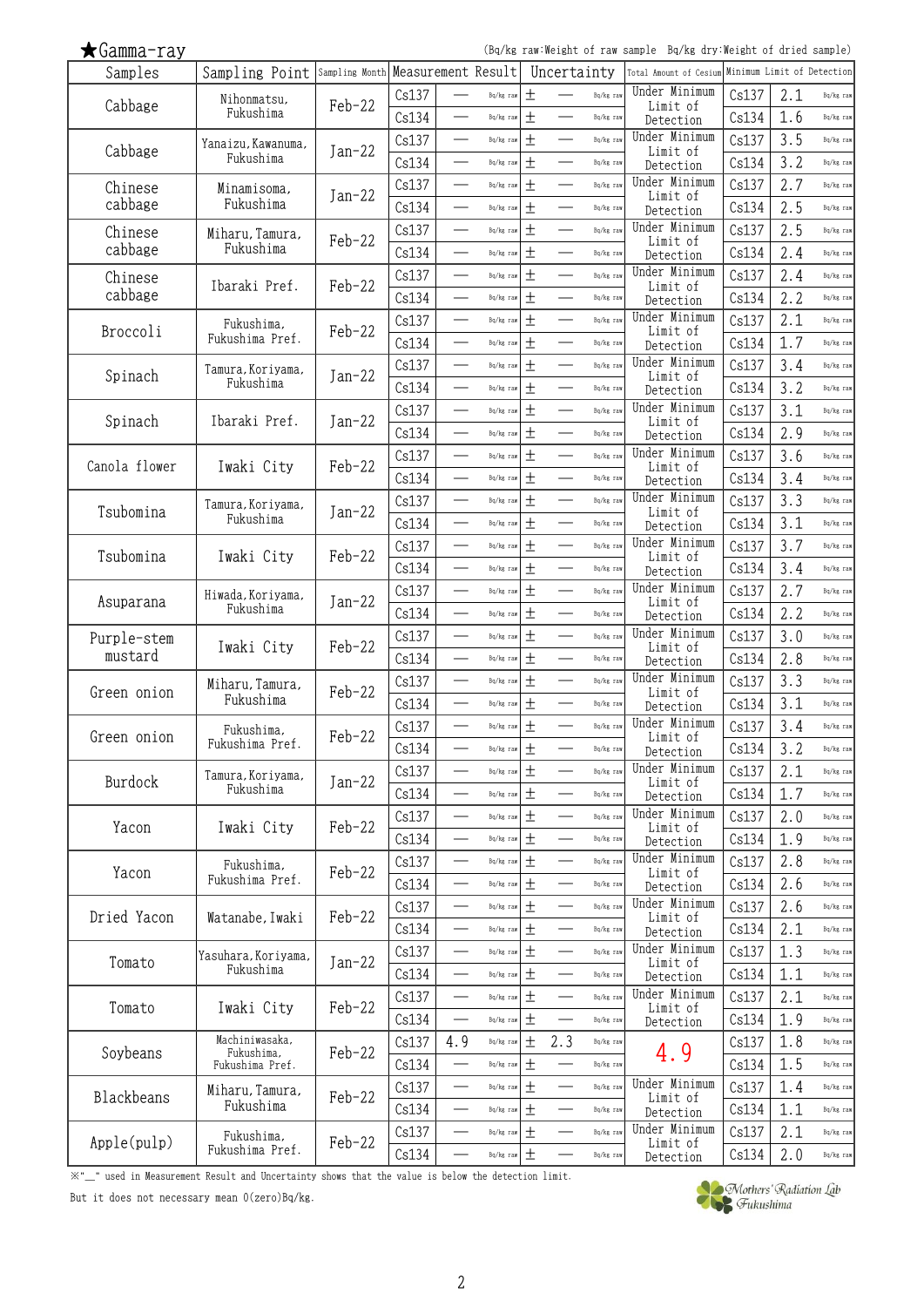★Gamma-ray

(Bq/kg raw:Weight of raw sample Bq/kg dry:Weight of dried sample)

| Samples | Sampling Point | Sampling Month | Measurement Result | | | Uncertainty | | | Total Amount of Cesium | Minimum Limit of Detection | | |
|---|---|---|---|---|---|---|---|---|---|---|---|---|
| Cabbage | Nihonmatsu, Fukushima | Feb-22 | Cs137 | — | Bq/kg raw | ± | — | Bq/kg raw | Under Minimum Limit of Detection | Cs137 | 2.1 | Bq/kg raw |
| | | | Cs134 | — | Bq/kg raw | ± | — | Bq/kg raw | | Cs134 | 1.6 | Bq/kg raw |
| Cabbage | Yanaizu, Kawanuma, Fukushima | Jan-22 | Cs137 | — | Bq/kg raw | ± | — | Bq/kg raw | Under Minimum Limit of Detection | Cs137 | 3.5 | Bq/kg raw |
| | | | Cs134 | — | Bq/kg raw | ± | — | Bq/kg raw | | Cs134 | 3.2 | Bq/kg raw |
| Chinese cabbage | Minamisoma, Fukushima | Jan-22 | Cs137 | — | Bq/kg raw | ± | — | Bq/kg raw | Under Minimum Limit of Detection | Cs137 | 2.7 | Bq/kg raw |
| | | | Cs134 | — | Bq/kg raw | ± | — | Bq/kg raw | | Cs134 | 2.5 | Bq/kg raw |
| Chinese cabbage | Miharu, Tamura, Fukushima | Feb-22 | Cs137 | — | Bq/kg raw | ± | — | Bq/kg raw | Under Minimum Limit of Detection | Cs137 | 2.5 | Bq/kg raw |
| | | | Cs134 | — | Bq/kg raw | ± | — | Bq/kg raw | | Cs134 | 2.4 | Bq/kg raw |
| Chinese cabbage | Ibaraki Pref. | Feb-22 | Cs137 | — | Bq/kg raw | ± | — | Bq/kg raw | Under Minimum Limit of Detection | Cs137 | 2.4 | Bq/kg raw |
| | | | Cs134 | — | Bq/kg raw | ± | — | Bq/kg raw | | Cs134 | 2.2 | Bq/kg raw |
| Broccoli | Fukushima, Fukushima Pref. | Feb-22 | Cs137 | — | Bq/kg raw | ± | — | Bq/kg raw | Under Minimum Limit of Detection | Cs137 | 2.1 | Bq/kg raw |
| | | | Cs134 | — | Bq/kg raw | ± | — | Bq/kg raw | | Cs134 | 1.7 | Bq/kg raw |
| Spinach | Tamura, Koriyama, Fukushima | Jan-22 | Cs137 | — | Bq/kg raw | ± | — | Bq/kg raw | Under Minimum Limit of Detection | Cs137 | 3.4 | Bq/kg raw |
| | | | Cs134 | — | Bq/kg raw | ± | — | Bq/kg raw | | Cs134 | 3.2 | Bq/kg raw |
| Spinach | Ibaraki Pref. | Jan-22 | Cs137 | — | Bq/kg raw | ± | — | Bq/kg raw | Under Minimum Limit of Detection | Cs137 | 3.1 | Bq/kg raw |
| | | | Cs134 | — | Bq/kg raw | ± | — | Bq/kg raw | | Cs134 | 2.9 | Bq/kg raw |
| Canola flower | Iwaki City | Feb-22 | Cs137 | — | Bq/kg raw | ± | — | Bq/kg raw | Under Minimum Limit of Detection | Cs137 | 3.6 | Bq/kg raw |
| | | | Cs134 | — | Bq/kg raw | ± | — | Bq/kg raw | | Cs134 | 3.4 | Bq/kg raw |
| Tsubomina | Tamura, Koriyama, Fukushima | Jan-22 | Cs137 | — | Bq/kg raw | ± | — | Bq/kg raw | Under Minimum Limit of Detection | Cs137 | 3.3 | Bq/kg raw |
| | | | Cs134 | — | Bq/kg raw | ± | — | Bq/kg raw | | Cs134 | 3.1 | Bq/kg raw |
| Tsubomina | Iwaki City | Feb-22 | Cs137 | — | Bq/kg raw | ± | — | Bq/kg raw | Under Minimum Limit of Detection | Cs137 | 3.7 | Bq/kg raw |
| | | | Cs134 | — | Bq/kg raw | ± | — | Bq/kg raw | | Cs134 | 3.4 | Bq/kg raw |
| Asuparana | Hiwada, Koriyama, Fukushima | Jan-22 | Cs137 | — | Bq/kg raw | ± | — | Bq/kg raw | Under Minimum Limit of Detection | Cs137 | 2.7 | Bq/kg raw |
| | | | Cs134 | — | Bq/kg raw | ± | — | Bq/kg raw | | Cs134 | 2.2 | Bq/kg raw |
| Purple-stem mustard | Iwaki City | Feb-22 | Cs137 | — | Bq/kg raw | ± | — | Bq/kg raw | Under Minimum Limit of Detection | Cs137 | 3.0 | Bq/kg raw |
| | | | Cs134 | — | Bq/kg raw | ± | — | Bq/kg raw | | Cs134 | 2.8 | Bq/kg raw |
| Green onion | Miharu, Tamura, Fukushima | Feb-22 | Cs137 | — | Bq/kg raw | ± | — | Bq/kg raw | Under Minimum Limit of Detection | Cs137 | 3.3 | Bq/kg raw |
| | | | Cs134 | — | Bq/kg raw | ± | — | Bq/kg raw | | Cs134 | 3.1 | Bq/kg raw |
| Green onion | Fukushima, Fukushima Pref. | Feb-22 | Cs137 | — | Bq/kg raw | ± | — | Bq/kg raw | Under Minimum Limit of Detection | Cs137 | 3.4 | Bq/kg raw |
| | | | Cs134 | — | Bq/kg raw | ± | — | Bq/kg raw | | Cs134 | 3.2 | Bq/kg raw |
| Burdock | Tamura, Koriyama, Fukushima | Jan-22 | Cs137 | — | Bq/kg raw | ± | — | Bq/kg raw | Under Minimum Limit of Detection | Cs137 | 2.1 | Bq/kg raw |
| | | | Cs134 | — | Bq/kg raw | ± | — | Bq/kg raw | | Cs134 | 1.7 | Bq/kg raw |
| Yacon | Iwaki City | Feb-22 | Cs137 | — | Bq/kg raw | ± | — | Bq/kg raw | Under Minimum Limit of Detection | Cs137 | 2.0 | Bq/kg raw |
| | | | Cs134 | — | Bq/kg raw | ± | — | Bq/kg raw | | Cs134 | 1.9 | Bq/kg raw |
| Yacon | Fukushima, Fukushima Pref. | Feb-22 | Cs137 | — | Bq/kg raw | ± | — | Bq/kg raw | Under Minimum Limit of Detection | Cs137 | 2.8 | Bq/kg raw |
| | | | Cs134 | — | Bq/kg raw | ± | — | Bq/kg raw | | Cs134 | 2.6 | Bq/kg raw |
| Dried Yacon | Watanabe, Iwaki | Feb-22 | Cs137 | — | Bq/kg raw | ± | — | Bq/kg raw | Under Minimum Limit of Detection | Cs137 | 2.6 | Bq/kg raw |
| | | | Cs134 | — | Bq/kg raw | ± | — | Bq/kg raw | | Cs134 | 2.1 | Bq/kg raw |
| Tomato | Yasuhara, Koriyama, Fukushima | Jan-22 | Cs137 | — | Bq/kg raw | ± | — | Bq/kg raw | Under Minimum Limit of Detection | Cs137 | 1.3 | Bq/kg raw |
| | | | Cs134 | — | Bq/kg raw | ± | — | Bq/kg raw | | Cs134 | 1.1 | Bq/kg raw |
| Tomato | Iwaki City | Feb-22 | Cs137 | — | Bq/kg raw | ± | — | Bq/kg raw | Under Minimum Limit of Detection | Cs137 | 2.1 | Bq/kg raw |
| | | | Cs134 | — | Bq/kg raw | ± | — | Bq/kg raw | | Cs134 | 1.9 | Bq/kg raw |
| Soybeans | Machiniwasaka, Fukushima, Fukushima Pref. | Feb-22 | Cs137 | 4.9 | Bq/kg raw | ± | 2.3 | Bq/kg raw | 4.9 | Cs137 | 1.8 | Bq/kg raw |
| | | | Cs134 | — | Bq/kg raw | ± | — | Bq/kg raw | | Cs134 | 1.5 | Bq/kg raw |
| Blackbeans | Miharu, Tamura, Fukushima | Feb-22 | Cs137 | — | Bq/kg raw | ± | — | Bq/kg raw | Under Minimum Limit of Detection | Cs137 | 1.4 | Bq/kg raw |
| | | | Cs134 | — | Bq/kg raw | ± | — | Bq/kg raw | | Cs134 | 1.1 | Bq/kg raw |
| Apple(pulp) | Fukushima, Fukushima Pref. | Feb-22 | Cs137 | — | Bq/kg raw | ± | — | Bq/kg raw | Under Minimum Limit of Detection | Cs137 | 2.1 | Bq/kg raw |
| | | | Cs134 | — | Bq/kg raw | ± | — | Bq/kg raw | | Cs134 | 2.0 | Bq/kg raw |

※"—" used in Measurement Result and Uncertainty shows that the value is below the detection limit.
But it does not necessary mean 0(zero)Bq/kg.

Mothers' Radiation Lab Fukushima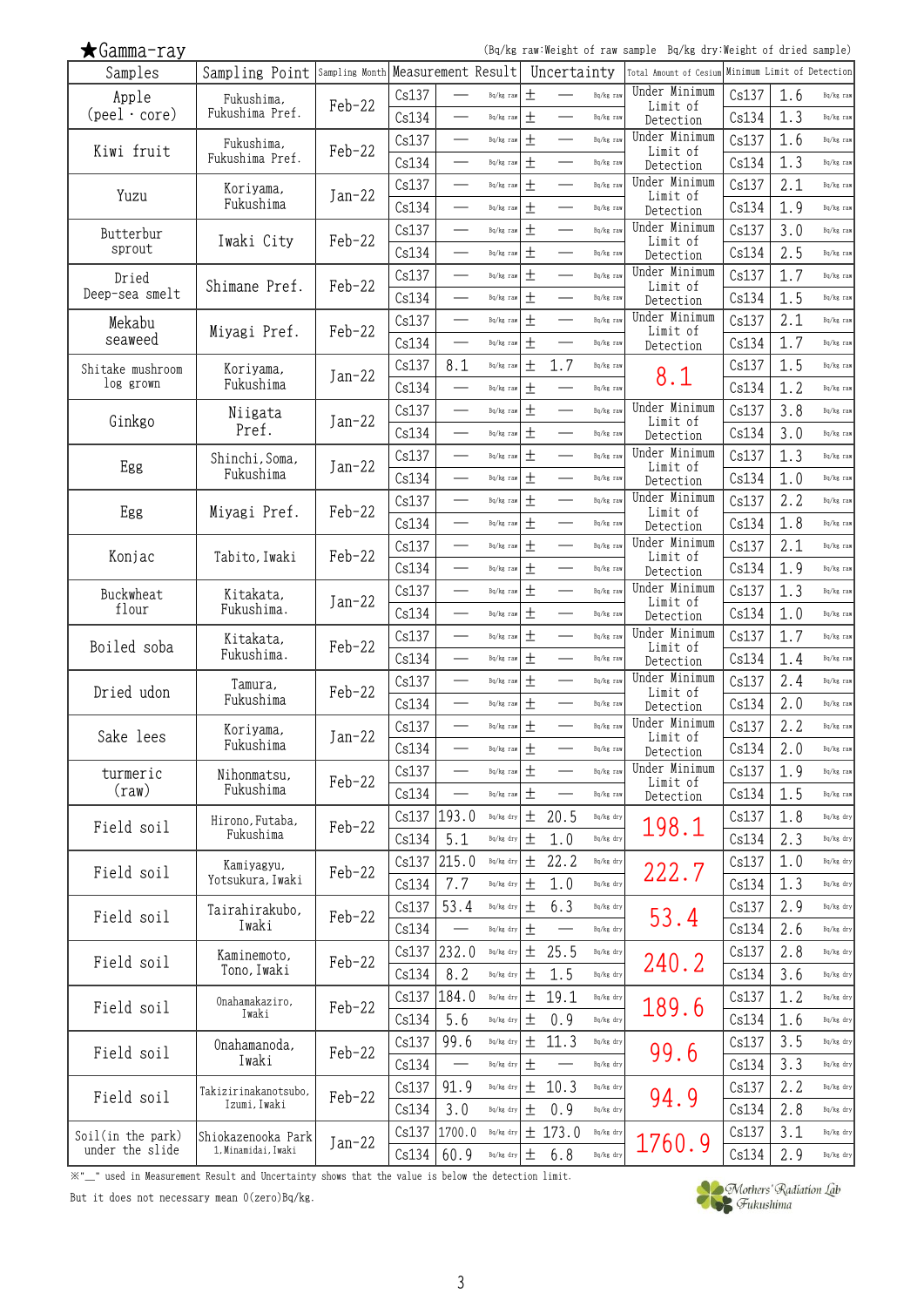★Gamma-ray

(Bq/kg raw:Weight of raw sample　Bq/kg dry:Weight of dried sample)

| Samples | Sampling Point | Sampling Month | Measurement Result | | | Uncertainty | | Total Amount of Cesium | Minimum Limit of Detection | | |
|---|---|---|---|---|---|---|---|---|---|---|---|
| Apple (peel・core) | Fukushima, Fukushima Pref. | Feb-22 | Cs137 | — | Bq/kg raw | ± — | Bq/kg raw | Under Minimum Limit of Detection | Cs137 | 1.6 | Bq/kg raw |
| | | | Cs134 | — | Bq/kg raw | ± — | Bq/kg raw | | Cs134 | 1.3 | Bq/kg raw |
| Kiwi fruit | Fukushima, Fukushima Pref. | Feb-22 | Cs137 | — | Bq/kg raw | ± — | Bq/kg raw | Under Minimum Limit of Detection | Cs137 | 1.6 | Bq/kg raw |
| | | | Cs134 | — | Bq/kg raw | ± — | Bq/kg raw | | Cs134 | 1.3 | Bq/kg raw |
| Yuzu | Koriyama, Fukushima | Jan-22 | Cs137 | — | Bq/kg raw | ± — | Bq/kg raw | Under Minimum Limit of Detection | Cs137 | 2.1 | Bq/kg raw |
| | | | Cs134 | — | Bq/kg raw | ± — | Bq/kg raw | | Cs134 | 1.9 | Bq/kg raw |
| Butterbur sprout | Iwaki City | Feb-22 | Cs137 | — | Bq/kg raw | ± — | Bq/kg raw | Under Minimum Limit of Detection | Cs137 | 3.0 | Bq/kg raw |
| | | | Cs134 | — | Bq/kg raw | ± — | Bq/kg raw | | Cs134 | 2.5 | Bq/kg raw |
| Dried Deep-sea smelt | Shimane Pref. | Feb-22 | Cs137 | — | Bq/kg raw | ± — | Bq/kg raw | Under Minimum Limit of Detection | Cs137 | 1.7 | Bq/kg raw |
| | | | Cs134 | — | Bq/kg raw | ± — | Bq/kg raw | | Cs134 | 1.5 | Bq/kg raw |
| Mekabu seaweed | Miyagi Pref. | Feb-22 | Cs137 | — | Bq/kg raw | ± — | Bq/kg raw | Under Minimum Limit of Detection | Cs137 | 2.1 | Bq/kg raw |
| | | | Cs134 | — | Bq/kg raw | ± — | Bq/kg raw | | Cs134 | 1.7 | Bq/kg raw |
| Shitake mushroom log grown | Koriyama, Fukushima | Jan-22 | Cs137 | 8.1 | Bq/kg raw | ± 1.7 | Bq/kg raw | 8.1 | Cs137 | 1.5 | Bq/kg raw |
| | | | Cs134 | — | Bq/kg raw | ± — | Bq/kg raw | | Cs134 | 1.2 | Bq/kg raw |
| Ginkgo | Niigata Pref. | Jan-22 | Cs137 | — | Bq/kg raw | ± — | Bq/kg raw | Under Minimum Limit of Detection | Cs137 | 3.8 | Bq/kg raw |
| | | | Cs134 | — | Bq/kg raw | ± — | Bq/kg raw | | Cs134 | 3.0 | Bq/kg raw |
| Egg | Shinchi, Soma, Fukushima | Jan-22 | Cs137 | — | Bq/kg raw | ± — | Bq/kg raw | Under Minimum Limit of Detection | Cs137 | 1.3 | Bq/kg raw |
| | | | Cs134 | — | Bq/kg raw | ± — | Bq/kg raw | | Cs134 | 1.0 | Bq/kg raw |
| Egg | Miyagi Pref. | Feb-22 | Cs137 | — | Bq/kg raw | ± — | Bq/kg raw | Under Minimum Limit of Detection | Cs137 | 2.2 | Bq/kg raw |
| | | | Cs134 | — | Bq/kg raw | ± — | Bq/kg raw | | Cs134 | 1.8 | Bq/kg raw |
| Konjac | Tabito, Iwaki | Feb-22 | Cs137 | — | Bq/kg raw | ± — | Bq/kg raw | Under Minimum Limit of Detection | Cs137 | 2.1 | Bq/kg raw |
| | | | Cs134 | — | Bq/kg raw | ± — | Bq/kg raw | | Cs134 | 1.9 | Bq/kg raw |
| Buckwheat flour | Kitakata, Fukushima. | Jan-22 | Cs137 | — | Bq/kg raw | ± — | Bq/kg raw | Under Minimum Limit of Detection | Cs137 | 1.3 | Bq/kg raw |
| | | | Cs134 | — | Bq/kg raw | ± — | Bq/kg raw | | Cs134 | 1.0 | Bq/kg raw |
| Boiled soba | Kitakata, Fukushima. | Feb-22 | Cs137 | — | Bq/kg raw | ± — | Bq/kg raw | Under Minimum Limit of Detection | Cs137 | 1.7 | Bq/kg raw |
| | | | Cs134 | — | Bq/kg raw | ± — | Bq/kg raw | | Cs134 | 1.4 | Bq/kg raw |
| Dried udon | Tamura, Fukushima | Feb-22 | Cs137 | — | Bq/kg raw | ± — | Bq/kg raw | Under Minimum Limit of Detection | Cs137 | 2.4 | Bq/kg raw |
| | | | Cs134 | — | Bq/kg raw | ± — | Bq/kg raw | | Cs134 | 2.0 | Bq/kg raw |
| Sake lees | Koriyama, Fukushima | Jan-22 | Cs137 | — | Bq/kg raw | ± — | Bq/kg raw | Under Minimum Limit of Detection | Cs137 | 2.2 | Bq/kg raw |
| | | | Cs134 | — | Bq/kg raw | ± — | Bq/kg raw | | Cs134 | 2.0 | Bq/kg raw |
| turmeric (raw) | Nihonmatsu, Fukushima | Feb-22 | Cs137 | — | Bq/kg raw | ± — | Bq/kg raw | Under Minimum Limit of Detection | Cs137 | 1.9 | Bq/kg raw |
| | | | Cs134 | — | Bq/kg raw | ± — | Bq/kg raw | | Cs134 | 1.5 | Bq/kg raw |
| Field soil | Hirono, Futaba, Fukushima | Feb-22 | Cs137 | 193.0 | Bq/kg dry | ± 20.5 | Bq/kg dry | 198.1 | Cs137 | 1.8 | Bq/kg dry |
| | | | Cs134 | 5.1 | Bq/kg dry | ± 1.0 | Bq/kg dry | | Cs134 | 2.3 | Bq/kg dry |
| Field soil | Kamiyagyu, Yotsukura, Iwaki | Feb-22 | Cs137 | 215.0 | Bq/kg dry | ± 22.2 | Bq/kg dry | 222.7 | Cs137 | 1.0 | Bq/kg dry |
| | | | Cs134 | 7.7 | Bq/kg dry | ± 1.0 | Bq/kg dry | | Cs134 | 1.3 | Bq/kg dry |
| Field soil | Tairahirakubo, Iwaki | Feb-22 | Cs137 | 53.4 | Bq/kg dry | ± 6.3 | Bq/kg dry | 53.4 | Cs137 | 2.9 | Bq/kg dry |
| | | | Cs134 | — | Bq/kg dry | ± — | Bq/kg dry | | Cs134 | 2.6 | Bq/kg dry |
| Field soil | Kaminemoto, Tono, Iwaki | Feb-22 | Cs137 | 232.0 | Bq/kg dry | ± 25.5 | Bq/kg dry | 240.2 | Cs137 | 2.8 | Bq/kg dry |
| | | | Cs134 | 8.2 | Bq/kg dry | ± 1.5 | Bq/kg dry | | Cs134 | 3.6 | Bq/kg dry |
| Field soil | Onahamakaziro, Iwaki | Feb-22 | Cs137 | 184.0 | Bq/kg dry | ± 19.1 | Bq/kg dry | 189.6 | Cs137 | 1.2 | Bq/kg dry |
| | | | Cs134 | 5.6 | Bq/kg dry | ± 0.9 | Bq/kg dry | | Cs134 | 1.6 | Bq/kg dry |
| Field soil | Onahamanoda, Iwaki | Feb-22 | Cs137 | 99.6 | Bq/kg dry | ± 11.3 | Bq/kg dry | 99.6 | Cs137 | 3.5 | Bq/kg dry |
| | | | Cs134 | — | Bq/kg dry | ± — | Bq/kg dry | | Cs134 | 3.3 | Bq/kg dry |
| Field soil | Takizirinakanotsubo, Izumi, Iwaki | Feb-22 | Cs137 | 91.9 | Bq/kg dry | ± 10.3 | Bq/kg dry | 94.9 | Cs137 | 2.2 | Bq/kg dry |
| | | | Cs134 | 3.0 | Bq/kg dry | ± 0.9 | Bq/kg dry | | Cs134 | 2.8 | Bq/kg dry |
| Soil(in the park) under the slide | Shiokazenooka Park 1, Minamidai, Iwaki | Jan-22 | Cs137 | 1700.0 | Bq/kg dry | ± 173.0 | Bq/kg dry | 1760.9 | Cs137 | 3.1 | Bq/kg dry |
| | | | Cs134 | 60.9 | Bq/kg dry | ± 6.8 | Bq/kg dry | | Cs134 | 2.9 | Bq/kg dry |

※"—" used in Measurement Result and Uncertainty shows that the value is below the detection limit.
But it does not necessary mean 0(zero)Bq/kg.

Mothers' Radiation Lab Fukushima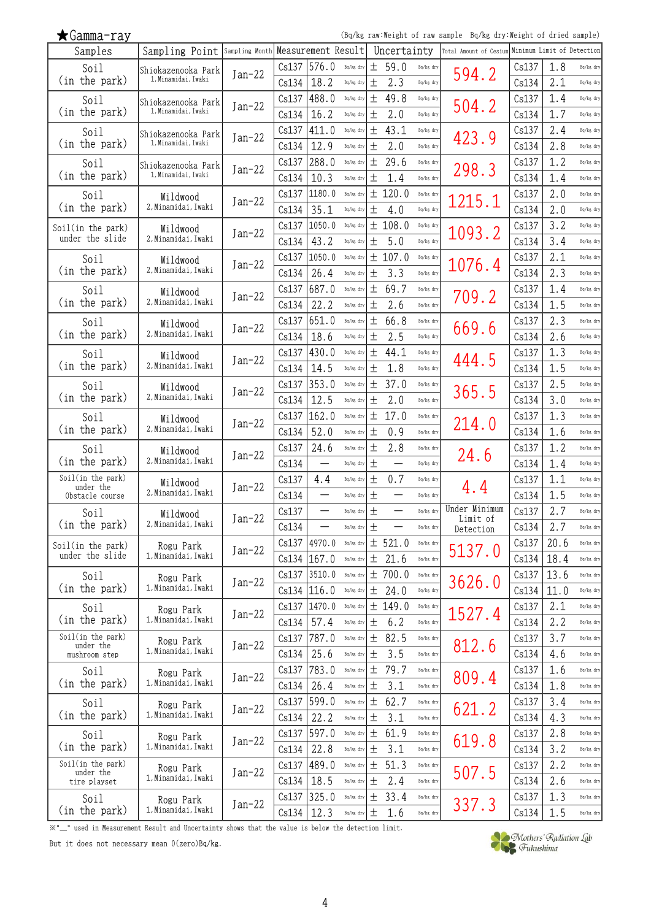★Gamma-ray

(Bq/kg raw:Weight of raw sample　Bq/kg dry:Weight of dried sample)

| Samples | Sampling Point | Sampling Month | Measurement Result | | | Uncertainty | | Total Amount of Cesium | Minimum Limit of Detection | | |
|---|---|---|---|---|---|---|---|---|---|---|---|
| Soil (in the park) | Shiokazenooka Park 1,Minamidai,Iwaki | Jan-22 | Cs137 | 576.0 | Bq/kg dry | ± 59.0 | Bq/kg dry | 594.2 | Cs137 | 1.8 | Bq/kg dry |
| | | | Cs134 | 18.2 | Bq/kg dry | ± 2.3 | Bq/kg dry | | Cs134 | 2.1 | Bq/kg dry |
| Soil (in the park) | Shiokazenooka Park 1,Minamidai,Iwaki | Jan-22 | Cs137 | 488.0 | Bq/kg dry | ± 49.8 | Bq/kg dry | 504.2 | Cs137 | 1.4 | Bq/kg dry |
| | | | Cs134 | 16.2 | Bq/kg dry | ± 2.0 | Bq/kg dry | | Cs134 | 1.7 | Bq/kg dry |
| Soil (in the park) | Shiokazenooka Park 1,Minamidai,Iwaki | Jan-22 | Cs137 | 411.0 | Bq/kg dry | ± 43.1 | Bq/kg dry | 423.9 | Cs137 | 2.4 | Bq/kg dry |
| | | | Cs134 | 12.9 | Bq/kg dry | ± 2.0 | Bq/kg dry | | Cs134 | 2.8 | Bq/kg dry |
| Soil (in the park) | Shiokazenooka Park 1,Minamidai,Iwaki | Jan-22 | Cs137 | 288.0 | Bq/kg dry | ± 29.6 | Bq/kg dry | 298.3 | Cs137 | 1.2 | Bq/kg dry |
| | | | Cs134 | 10.3 | Bq/kg dry | ± 1.4 | Bq/kg dry | | Cs134 | 1.4 | Bq/kg dry |
| Soil (in the park) | Wildwood 2,Minamidai,Iwaki | Jan-22 | Cs137 | 1180.0 | Bq/kg dry | ± 120.0 | Bq/kg dry | 1215.1 | Cs137 | 2.0 | Bq/kg dry |
| | | | Cs134 | 35.1 | Bq/kg dry | ± 4.0 | Bq/kg dry | | Cs134 | 2.0 | Bq/kg dry |
| Soil(in the park) under the slide | Wildwood 2,Minamidai,Iwaki | Jan-22 | Cs137 | 1050.0 | Bq/kg dry | ± 108.0 | Bq/kg dry | 1093.2 | Cs137 | 3.2 | Bq/kg dry |
| | | | Cs134 | 43.2 | Bq/kg dry | ± 5.0 | Bq/kg dry | | Cs134 | 3.4 | Bq/kg dry |
| Soil (in the park) | Wildwood 2,Minamidai,Iwaki | Jan-22 | Cs137 | 1050.0 | Bq/kg dry | ± 107.0 | Bq/kg dry | 1076.4 | Cs137 | 2.1 | Bq/kg dry |
| | | | Cs134 | 26.4 | Bq/kg dry | ± 3.3 | Bq/kg dry | | Cs134 | 2.3 | Bq/kg dry |
| Soil (in the park) | Wildwood 2,Minamidai,Iwaki | Jan-22 | Cs137 | 687.0 | Bq/kg dry | ± 69.7 | Bq/kg dry | 709.2 | Cs137 | 1.4 | Bq/kg dry |
| | | | Cs134 | 22.2 | Bq/kg dry | ± 2.6 | Bq/kg dry | | Cs134 | 1.5 | Bq/kg dry |
| Soil (in the park) | Wildwood 2,Minamidai,Iwaki | Jan-22 | Cs137 | 651.0 | Bq/kg dry | ± 66.8 | Bq/kg dry | 669.6 | Cs137 | 2.3 | Bq/kg dry |
| | | | Cs134 | 18.6 | Bq/kg dry | ± 2.5 | Bq/kg dry | | Cs134 | 2.6 | Bq/kg dry |
| Soil (in the park) | Wildwood 2,Minamidai,Iwaki | Jan-22 | Cs137 | 430.0 | Bq/kg dry | ± 44.1 | Bq/kg dry | 444.5 | Cs137 | 1.3 | Bq/kg dry |
| | | | Cs134 | 14.5 | Bq/kg dry | ± 1.8 | Bq/kg dry | | Cs134 | 1.5 | Bq/kg dry |
| Soil (in the park) | Wildwood 2,Minamidai,Iwaki | Jan-22 | Cs137 | 353.0 | Bq/kg dry | ± 37.0 | Bq/kg dry | 365.5 | Cs137 | 2.5 | Bq/kg dry |
| | | | Cs134 | 12.5 | Bq/kg dry | ± 2.0 | Bq/kg dry | | Cs134 | 3.0 | Bq/kg dry |
| Soil (in the park) | Wildwood 2,Minamidai,Iwaki | Jan-22 | Cs137 | 162.0 | Bq/kg dry | ± 17.0 | Bq/kg dry | 214.0 | Cs137 | 1.3 | Bq/kg dry |
| | | | Cs134 | 52.0 | Bq/kg dry | ± 0.9 | Bq/kg dry | | Cs134 | 1.6 | Bq/kg dry |
| Soil (in the park) | Wildwood 2,Minamidai,Iwaki | Jan-22 | Cs137 | 24.6 | Bq/kg dry | ± 2.8 | Bq/kg dry | 24.6 | Cs137 | 1.2 | Bq/kg dry |
| | | | Cs134 | — | Bq/kg dry | ± — | Bq/kg dry | | Cs134 | 1.4 | Bq/kg dry |
| Soil(in the park) under the Obstacle course | Wildwood 2,Minamidai,Iwaki | Jan-22 | Cs137 | 4.4 | Bq/kg dry | ± 0.7 | Bq/kg dry | 4.4 | Cs137 | 1.1 | Bq/kg dry |
| | | | Cs134 | — | Bq/kg dry | ± — | Bq/kg dry | | Cs134 | 1.5 | Bq/kg dry |
| Soil (in the park) | Wildwood 2,Minamidai,Iwaki | Jan-22 | Cs137 | — | Bq/kg dry | ± — | Bq/kg dry | Under Minimum Limit of Detection | Cs137 | 2.7 | Bq/kg dry |
| | | | Cs134 | — | Bq/kg dry | ± — | Bq/kg dry | | Cs134 | 2.7 | Bq/kg dry |
| Soil(in the park) under the slide | Rogu Park 1,Minamidai,Iwaki | Jan-22 | Cs137 | 4970.0 | Bq/kg dry | ± 521.0 | Bq/kg dry | 5137.0 | Cs137 | 20.6 | Bq/kg dry |
| | | | Cs134 | 167.0 | Bq/kg dry | ± 21.6 | Bq/kg dry | | Cs134 | 18.4 | Bq/kg dry |
| Soil (in the park) | Rogu Park 1,Minamidai,Iwaki | Jan-22 | Cs137 | 3510.0 | Bq/kg dry | ± 700.0 | Bq/kg dry | 3626.0 | Cs137 | 13.6 | Bq/kg dry |
| | | | Cs134 | 116.0 | Bq/kg dry | ± 24.0 | Bq/kg dry | | Cs134 | 11.0 | Bq/kg dry |
| Soil (in the park) | Rogu Park 1,Minamidai,Iwaki | Jan-22 | Cs137 | 1470.0 | Bq/kg dry | ± 149.0 | Bq/kg dry | 1527.4 | Cs137 | 2.1 | Bq/kg dry |
| | | | Cs134 | 57.4 | Bq/kg dry | ± 6.2 | Bq/kg dry | | Cs134 | 2.2 | Bq/kg dry |
| Soil(in the park) under the mushroom step | Rogu Park 1,Minamidai,Iwaki | Jan-22 | Cs137 | 787.0 | Bq/kg dry | ± 82.5 | Bq/kg dry | 812.6 | Cs137 | 3.7 | Bq/kg dry |
| | | | Cs134 | 25.6 | Bq/kg dry | ± 3.5 | Bq/kg dry | | Cs134 | 4.6 | Bq/kg dry |
| Soil (in the park) | Rogu Park 1,Minamidai,Iwaki | Jan-22 | Cs137 | 783.0 | Bq/kg dry | ± 79.7 | Bq/kg dry | 809.4 | Cs137 | 1.6 | Bq/kg dry |
| | | | Cs134 | 26.4 | Bq/kg dry | ± 3.1 | Bq/kg dry | | Cs134 | 1.8 | Bq/kg dry |
| Soil (in the park) | Rogu Park 1,Minamidai,Iwaki | Jan-22 | Cs137 | 599.0 | Bq/kg dry | ± 62.7 | Bq/kg dry | 621.2 | Cs137 | 3.4 | Bq/kg dry |
| | | | Cs134 | 22.2 | Bq/kg dry | ± 3.1 | Bq/kg dry | | Cs134 | 4.3 | Bq/kg dry |
| Soil (in the park) | Rogu Park 1,Minamidai,Iwaki | Jan-22 | Cs137 | 597.0 | Bq/kg dry | ± 61.9 | Bq/kg dry | 619.8 | Cs137 | 2.8 | Bq/kg dry |
| | | | Cs134 | 22.8 | Bq/kg dry | ± 3.1 | Bq/kg dry | | Cs134 | 3.2 | Bq/kg dry |
| Soil(in the park) under the tire playset | Rogu Park 1,Minamidai,Iwaki | Jan-22 | Cs137 | 489.0 | Bq/kg dry | ± 51.3 | Bq/kg dry | 507.5 | Cs137 | 2.2 | Bq/kg dry |
| | | | Cs134 | 18.5 | Bq/kg dry | ± 2.4 | Bq/kg dry | | Cs134 | 2.6 | Bq/kg dry |
| Soil (in the park) | Rogu Park 1,Minamidai,Iwaki | Jan-22 | Cs137 | 325.0 | Bq/kg dry | ± 33.4 | Bq/kg dry | 337.3 | Cs137 | 1.3 | Bq/kg dry |
| | | | Cs134 | 12.3 | Bq/kg dry | ± 1.6 | Bq/kg dry | | Cs134 | 1.5 | Bq/kg dry |

※"—" used in Measurement Result and Uncertainty shows that the value is below the detection limit.

But it does not necessary mean 0(zero)Bq/kg.

Mothers' Radiation Lab Fukushima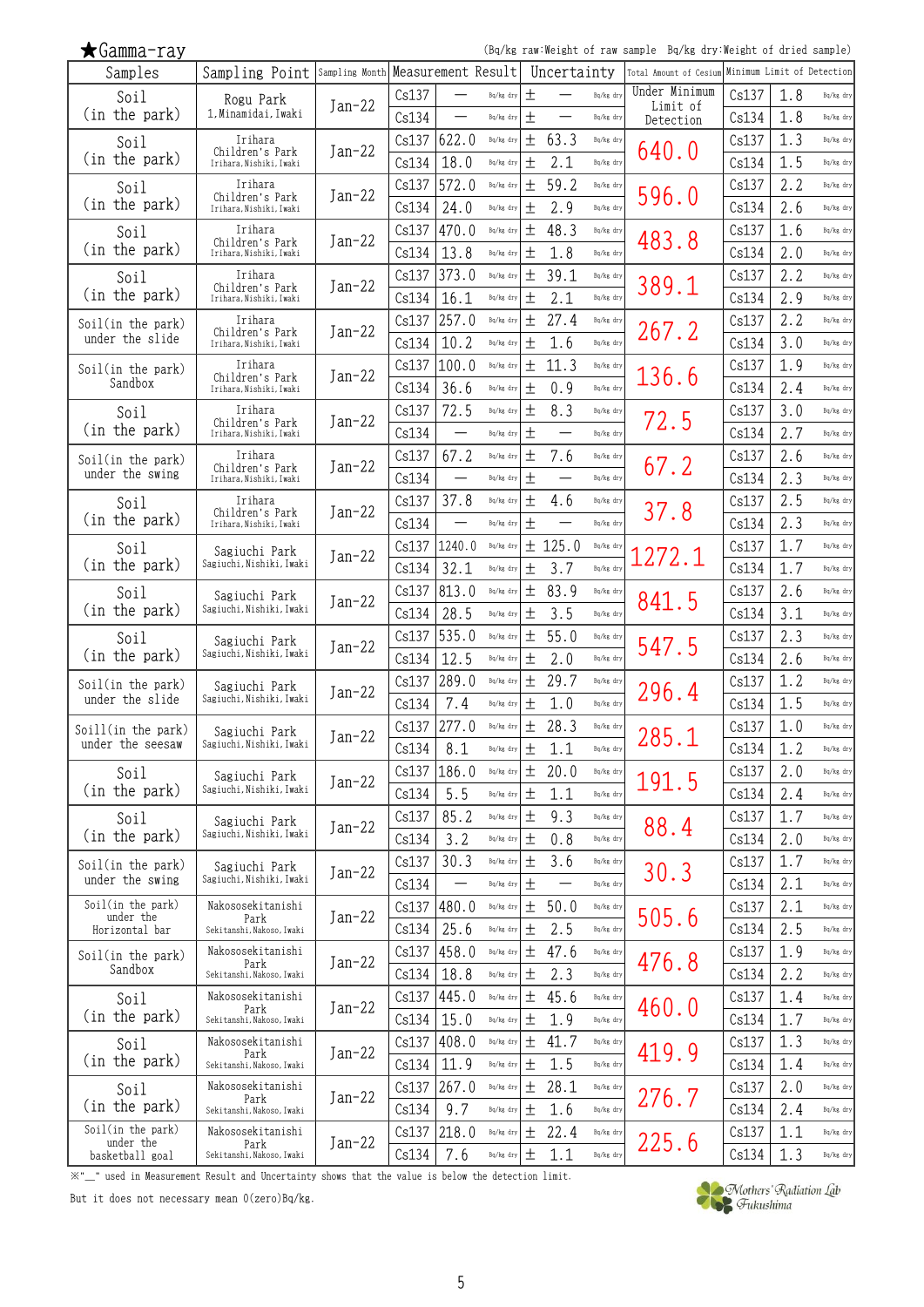★Gamma-ray

(Bq/kg raw:Weight of raw sample　Bq/kg dry:Weight of dried sample)

| Samples | Sampling Point | Sampling Month | Measurement Result | | | Uncertainty | | Total Amount of Cesium | Minimum Limit of Detection | | |
|---|---|---|---|---|---|---|---|---|---|---|---|
| Soil (in the park) | Rogu Park 1,Minamidai,Iwaki | Jan-22 | Cs137 | — | Bq/kg dry | ± — | Bq/kg dry | Under Minimum Limit of Detection | Cs137 | 1.8 | Bq/kg dry |
| | | | Cs134 | — | Bq/kg dry | ± — | Bq/kg dry | | Cs134 | 1.8 | Bq/kg dry |
| Soil (in the park) | Irihara Children's Park Irihara,Nishiki,Iwaki | Jan-22 | Cs137 | 622.0 | Bq/kg dry | ± 63.3 | Bq/kg dry | 640.0 | Cs137 | 1.3 | Bq/kg dry |
| | | | Cs134 | 18.0 | Bq/kg dry | ± 2.1 | Bq/kg dry | | Cs134 | 1.5 | Bq/kg dry |
| Soil (in the park) | Irihara Children's Park Irihara,Nishiki,Iwaki | Jan-22 | Cs137 | 572.0 | Bq/kg dry | ± 59.2 | Bq/kg dry | 596.0 | Cs137 | 2.2 | Bq/kg dry |
| | | | Cs134 | 24.0 | Bq/kg dry | ± 2.9 | Bq/kg dry | | Cs134 | 2.6 | Bq/kg dry |
| Soil (in the park) | Irihara Children's Park Irihara,Nishiki,Iwaki | Jan-22 | Cs137 | 470.0 | Bq/kg dry | ± 48.3 | Bq/kg dry | 483.8 | Cs137 | 1.6 | Bq/kg dry |
| | | | Cs134 | 13.8 | Bq/kg dry | ± 1.8 | Bq/kg dry | | Cs134 | 2.0 | Bq/kg dry |
| Soil (in the park) | Irihara Children's Park Irihara,Nishiki,Iwaki | Jan-22 | Cs137 | 373.0 | Bq/kg dry | ± 39.1 | Bq/kg dry | 389.1 | Cs137 | 2.2 | Bq/kg dry |
| | | | Cs134 | 16.1 | Bq/kg dry | ± 2.1 | Bq/kg dry | | Cs134 | 2.9 | Bq/kg dry |
| Soil(in the park) under the slide | Irihara Children's Park Irihara,Nishiki,Iwaki | Jan-22 | Cs137 | 257.0 | Bq/kg dry | ± 27.4 | Bq/kg dry | 267.2 | Cs137 | 2.2 | Bq/kg dry |
| | | | Cs134 | 10.2 | Bq/kg dry | ± 1.6 | Bq/kg dry | | Cs134 | 3.0 | Bq/kg dry |
| Soil(in the park) Sandbox | Irihara Children's Park Irihara,Nishiki,Iwaki | Jan-22 | Cs137 | 100.0 | Bq/kg dry | ± 11.3 | Bq/kg dry | 136.6 | Cs137 | 1.9 | Bq/kg dry |
| | | | Cs134 | 36.6 | Bq/kg dry | ± 0.9 | Bq/kg dry | | Cs134 | 2.4 | Bq/kg dry |
| Soil (in the park) | Irihara Children's Park Irihara,Nishiki,Iwaki | Jan-22 | Cs137 | 72.5 | Bq/kg dry | ± 8.3 | Bq/kg dry | 72.5 | Cs137 | 3.0 | Bq/kg dry |
| | | | Cs134 | — | Bq/kg dry | ± — | Bq/kg dry | | Cs134 | 2.7 | Bq/kg dry |
| Soil(in the park) under the swing | Irihara Children's Park Irihara,Nishiki,Iwaki | Jan-22 | Cs137 | 67.2 | Bq/kg dry | ± 7.6 | Bq/kg dry | 67.2 | Cs137 | 2.6 | Bq/kg dry |
| | | | Cs134 | — | Bq/kg dry | ± — | Bq/kg dry | | Cs134 | 2.3 | Bq/kg dry |
| Soil (in the park) | Irihara Children's Park Irihara,Nishiki,Iwaki | Jan-22 | Cs137 | 37.8 | Bq/kg dry | ± 4.6 | Bq/kg dry | 37.8 | Cs137 | 2.5 | Bq/kg dry |
| | | | Cs134 | — | Bq/kg dry | ± — | Bq/kg dry | | Cs134 | 2.3 | Bq/kg dry |
| Soil (in the park) | Sagiuchi Park Sagiuchi,Nishiki,Iwaki | Jan-22 | Cs137 | 1240.0 | Bq/kg dry | ± 125.0 | Bq/kg dry | 1272.1 | Cs137 | 1.7 | Bq/kg dry |
| | | | Cs134 | 32.1 | Bq/kg dry | ± 3.7 | Bq/kg dry | | Cs134 | 1.7 | Bq/kg dry |
| Soil (in the park) | Sagiuchi Park Sagiuchi,Nishiki,Iwaki | Jan-22 | Cs137 | 813.0 | Bq/kg dry | ± 83.9 | Bq/kg dry | 841.5 | Cs137 | 2.6 | Bq/kg dry |
| | | | Cs134 | 28.5 | Bq/kg dry | ± 3.5 | Bq/kg dry | | Cs134 | 3.1 | Bq/kg dry |
| Soil (in the park) | Sagiuchi Park Sagiuchi,Nishiki,Iwaki | Jan-22 | Cs137 | 535.0 | Bq/kg dry | ± 55.0 | Bq/kg dry | 547.5 | Cs137 | 2.3 | Bq/kg dry |
| | | | Cs134 | 12.5 | Bq/kg dry | ± 2.0 | Bq/kg dry | | Cs134 | 2.6 | Bq/kg dry |
| Soil(in the park) under the slide | Sagiuchi Park Sagiuchi,Nishiki,Iwaki | Jan-22 | Cs137 | 289.0 | Bq/kg dry | ± 29.7 | Bq/kg dry | 296.4 | Cs137 | 1.2 | Bq/kg dry |
| | | | Cs134 | 7.4 | Bq/kg dry | ± 1.0 | Bq/kg dry | | Cs134 | 1.5 | Bq/kg dry |
| Soill(in the park) under the seesaw | Sagiuchi Park Sagiuchi,Nishiki,Iwaki | Jan-22 | Cs137 | 277.0 | Bq/kg dry | ± 28.3 | Bq/kg dry | 285.1 | Cs137 | 1.0 | Bq/kg dry |
| | | | Cs134 | 8.1 | Bq/kg dry | ± 1.1 | Bq/kg dry | | Cs134 | 1.2 | Bq/kg dry |
| Soil (in the park) | Sagiuchi Park Sagiuchi,Nishiki,Iwaki | Jan-22 | Cs137 | 186.0 | Bq/kg dry | ± 20.0 | Bq/kg dry | 191.5 | Cs137 | 2.0 | Bq/kg dry |
| | | | Cs134 | 5.5 | Bq/kg dry | ± 1.1 | Bq/kg dry | | Cs134 | 2.4 | Bq/kg dry |
| Soil (in the park) | Sagiuchi Park Sagiuchi,Nishiki,Iwaki | Jan-22 | Cs137 | 85.2 | Bq/kg dry | ± 9.3 | Bq/kg dry | 88.4 | Cs137 | 1.7 | Bq/kg dry |
| | | | Cs134 | 3.2 | Bq/kg dry | ± 0.8 | Bq/kg dry | | Cs134 | 2.0 | Bq/kg dry |
| Soil(in the park) under the swing | Sagiuchi Park Sagiuchi,Nishiki,Iwaki | Jan-22 | Cs137 | 30.3 | Bq/kg dry | ± 3.6 | Bq/kg dry | 30.3 | Cs137 | 1.7 | Bq/kg dry |
| | | | Cs134 | — | Bq/kg dry | ± — | Bq/kg dry | | Cs134 | 2.1 | Bq/kg dry |
| Soil(in the park) under the Horizontal bar | Nakososekitanishi Park Sekitanshi,Nakoso,Iwaki | Jan-22 | Cs137 | 480.0 | Bq/kg dry | ± 50.0 | Bq/kg dry | 505.6 | Cs137 | 2.1 | Bq/kg dry |
| | | | Cs134 | 25.6 | Bq/kg dry | ± 2.5 | Bq/kg dry | | Cs134 | 2.5 | Bq/kg dry |
| Soil(in the park) Sandbox | Nakososekitanishi Park Sekitanshi,Nakoso,Iwaki | Jan-22 | Cs137 | 458.0 | Bq/kg dry | ± 47.6 | Bq/kg dry | 476.8 | Cs137 | 1.9 | Bq/kg dry |
| | | | Cs134 | 18.8 | Bq/kg dry | ± 2.3 | Bq/kg dry | | Cs134 | 2.2 | Bq/kg dry |
| Soil (in the park) | Nakososekitanishi Park Sekitanshi,Nakoso,Iwaki | Jan-22 | Cs137 | 445.0 | Bq/kg dry | ± 45.6 | Bq/kg dry | 460.0 | Cs137 | 1.4 | Bq/kg dry |
| | | | Cs134 | 15.0 | Bq/kg dry | ± 1.9 | Bq/kg dry | | Cs134 | 1.7 | Bq/kg dry |
| Soil (in the park) | Nakososekitanishi Park Sekitanshi,Nakoso,Iwaki | Jan-22 | Cs137 | 408.0 | Bq/kg dry | ± 41.7 | Bq/kg dry | 419.9 | Cs137 | 1.3 | Bq/kg dry |
| | | | Cs134 | 11.9 | Bq/kg dry | ± 1.5 | Bq/kg dry | | Cs134 | 1.4 | Bq/kg dry |
| Soil (in the park) | Nakososekitanishi Park Sekitanshi,Nakoso,Iwaki | Jan-22 | Cs137 | 267.0 | Bq/kg dry | ± 28.1 | Bq/kg dry | 276.7 | Cs137 | 2.0 | Bq/kg dry |
| | | | Cs134 | 9.7 | Bq/kg dry | ± 1.6 | Bq/kg dry | | Cs134 | 2.4 | Bq/kg dry |
| Soil(in the park) under the basketball goal | Nakososekitanishi Park Sekitanshi,Nakoso,Iwaki | Jan-22 | Cs137 | 218.0 | Bq/kg dry | ± 22.4 | Bq/kg dry | 225.6 | Cs137 | 1.1 | Bq/kg dry |
| | | | Cs134 | 7.6 | Bq/kg dry | ± 1.1 | Bq/kg dry | | Cs134 | 1.3 | Bq/kg dry |

※"—" used in Measurement Result and Uncertainty shows that the value is below the detection limit.

But it does not necessary mean 0(zero)Bq/kg.

Mothers' Radiation Lab Fukushima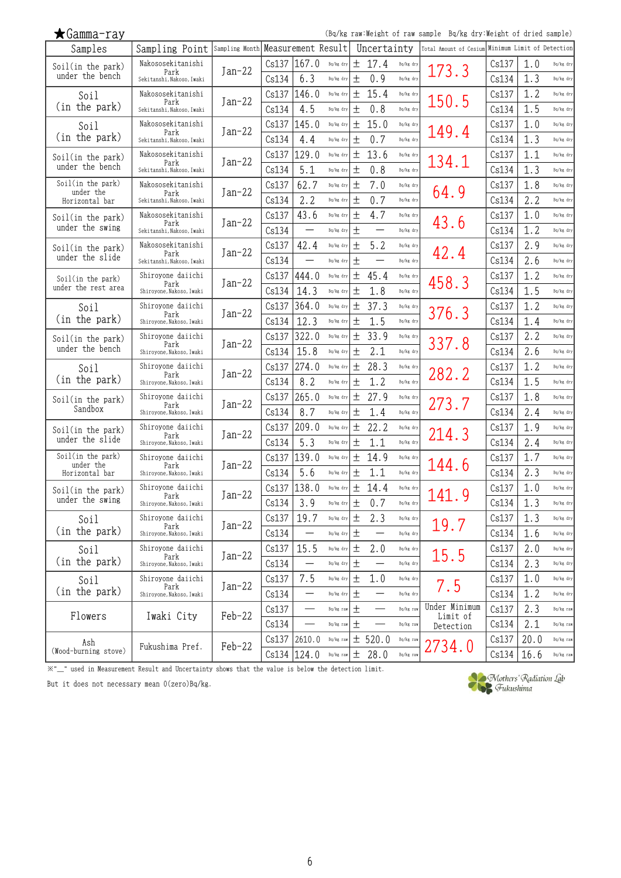★Gamma-ray

(Bq/kg raw:Weight of raw sample　Bq/kg dry:Weight of dried sample)

| Samples | Sampling Point | Sampling Month | Measurement Result | | | Uncertainty | | Total Amount of Cesium | Minimum Limit of Detection | | |
|---|---|---|---|---|---|---|---|---|---|---|---|
| Soil(in the park) under the bench | Nakososekitanishi Park Sekitanshi,Nakoso,Iwaki | Jan-22 | Cs137 | 167.0 | Bq/kg dry | ± 17.4 | Bq/kg dry | 173.3 | Cs137 | 1.0 | Bq/kg dry |
| | | | Cs134 | 6.3 | Bq/kg dry | ± 0.9 | Bq/kg dry | | Cs134 | 1.3 | Bq/kg dry |
| Soil (in the park) | Nakososekitanishi Park Sekitanshi,Nakoso,Iwaki | Jan-22 | Cs137 | 146.0 | Bq/kg dry | ± 15.4 | Bq/kg dry | 150.5 | Cs137 | 1.2 | Bq/kg dry |
| | | | Cs134 | 4.5 | Bq/kg dry | ± 0.8 | Bq/kg dry | | Cs134 | 1.5 | Bq/kg dry |
| Soil (in the park) | Nakososekitanishi Park Sekitanshi,Nakoso,Iwaki | Jan-22 | Cs137 | 145.0 | Bq/kg dry | ± 15.0 | Bq/kg dry | 149.4 | Cs137 | 1.0 | Bq/kg dry |
| | | | Cs134 | 4.4 | Bq/kg dry | ± 0.7 | Bq/kg dry | | Cs134 | 1.3 | Bq/kg dry |
| Soil(in the park) under the bench | Nakososekitanishi Park Sekitanshi,Nakoso,Iwaki | Jan-22 | Cs137 | 129.0 | Bq/kg dry | ± 13.6 | Bq/kg dry | 134.1 | Cs137 | 1.1 | Bq/kg dry |
| | | | Cs134 | 5.1 | Bq/kg dry | ± 0.8 | Bq/kg dry | | Cs134 | 1.3 | Bq/kg dry |
| Soil(in the park) under the Horizontal bar | Nakososekitanishi Park Sekitanshi,Nakoso,Iwaki | Jan-22 | Cs137 | 62.7 | Bq/kg dry | ± 7.0 | Bq/kg dry | 64.9 | Cs137 | 1.8 | Bq/kg dry |
| | | | Cs134 | 2.2 | Bq/kg dry | ± 0.7 | Bq/kg dry | | Cs134 | 2.2 | Bq/kg dry |
| Soil(in the park) under the swing | Nakososekitanishi Park Sekitanshi,Nakoso,Iwaki | Jan-22 | Cs137 | 43.6 | Bq/kg dry | ± 4.7 | Bq/kg dry | 43.6 | Cs137 | 1.0 | Bq/kg dry |
| | | | Cs134 | — | Bq/kg dry | ± — | Bq/kg dry | | Cs134 | 1.2 | Bq/kg dry |
| Soil(in the park) under the slide | Nakososekitanishi Park Sekitanshi,Nakoso,Iwaki | Jan-22 | Cs137 | 42.4 | Bq/kg dry | ± 5.2 | Bq/kg dry | 42.4 | Cs137 | 2.9 | Bq/kg dry |
| | | | Cs134 | — | Bq/kg dry | ± — | Bq/kg dry | | Cs134 | 2.6 | Bq/kg dry |
| Soil(in the park) under the rest area | Shiroyone daiichi Park Shiroyone,Nakoso,Iwaki | Jan-22 | Cs137 | 444.0 | Bq/kg dry | ± 45.4 | Bq/kg dry | 458.3 | Cs137 | 1.2 | Bq/kg dry |
| | | | Cs134 | 14.3 | Bq/kg dry | ± 1.8 | Bq/kg dry | | Cs134 | 1.5 | Bq/kg dry |
| Soil (in the park) | Shiroyone daiichi Park Shiroyone,Nakoso,Iwaki | Jan-22 | Cs137 | 364.0 | Bq/kg dry | ± 37.3 | Bq/kg dry | 376.3 | Cs137 | 1.2 | Bq/kg dry |
| | | | Cs134 | 12.3 | Bq/kg dry | ± 1.5 | Bq/kg dry | | Cs134 | 1.4 | Bq/kg dry |
| Soil(in the park) under the bench | Shiroyone daiichi Park Shiroyone,Nakoso,Iwaki | Jan-22 | Cs137 | 322.0 | Bq/kg dry | ± 33.9 | Bq/kg dry | 337.8 | Cs137 | 2.2 | Bq/kg dry |
| | | | Cs134 | 15.8 | Bq/kg dry | ± 2.1 | Bq/kg dry | | Cs134 | 2.6 | Bq/kg dry |
| Soil (in the park) | Shiroyone daiichi Park Shiroyone,Nakoso,Iwaki | Jan-22 | Cs137 | 274.0 | Bq/kg dry | ± 28.3 | Bq/kg dry | 282.2 | Cs137 | 1.2 | Bq/kg dry |
| | | | Cs134 | 8.2 | Bq/kg dry | ± 1.2 | Bq/kg dry | | Cs134 | 1.5 | Bq/kg dry |
| Soil(in the park) Sandbox | Shiroyone daiichi Park Shiroyone,Nakoso,Iwaki | Jan-22 | Cs137 | 265.0 | Bq/kg dry | ± 27.9 | Bq/kg dry | 273.7 | Cs137 | 1.8 | Bq/kg dry |
| | | | Cs134 | 8.7 | Bq/kg dry | ± 1.4 | Bq/kg dry | | Cs134 | 2.4 | Bq/kg dry |
| Soil(in the park) under the slide | Shiroyone daiichi Park Shiroyone,Nakoso,Iwaki | Jan-22 | Cs137 | 209.0 | Bq/kg dry | ± 22.2 | Bq/kg dry | 214.3 | Cs137 | 1.9 | Bq/kg dry |
| | | | Cs134 | 5.3 | Bq/kg dry | ± 1.1 | Bq/kg dry | | Cs134 | 2.4 | Bq/kg dry |
| Soil(in the park) under the Horizontal bar | Shiroyone daiichi Park Shiroyone,Nakoso,Iwaki | Jan-22 | Cs137 | 139.0 | Bq/kg dry | ± 14.9 | Bq/kg dry | 144.6 | Cs137 | 1.7 | Bq/kg dry |
| | | | Cs134 | 5.6 | Bq/kg dry | ± 1.1 | Bq/kg dry | | Cs134 | 2.3 | Bq/kg dry |
| Soil(in the park) under the swing | Shiroyone daiichi Park Shiroyone,Nakoso,Iwaki | Jan-22 | Cs137 | 138.0 | Bq/kg dry | ± 14.4 | Bq/kg dry | 141.9 | Cs137 | 1.0 | Bq/kg dry |
| | | | Cs134 | 3.9 | Bq/kg dry | ± 0.7 | Bq/kg dry | | Cs134 | 1.3 | Bq/kg dry |
| Soil (in the park) | Shiroyone daiichi Park Shiroyone,Nakoso,Iwaki | Jan-22 | Cs137 | 19.7 | Bq/kg dry | ± 2.3 | Bq/kg dry | 19.7 | Cs137 | 1.3 | Bq/kg dry |
| | | | Cs134 | — | Bq/kg dry | ± — | Bq/kg dry | | Cs134 | 1.6 | Bq/kg dry |
| Soil (in the park) | Shiroyone daiichi Park Shiroyone,Nakoso,Iwaki | Jan-22 | Cs137 | 15.5 | Bq/kg dry | ± 2.0 | Bq/kg dry | 15.5 | Cs137 | 2.0 | Bq/kg dry |
| | | | Cs134 | — | Bq/kg dry | ± — | Bq/kg dry | | Cs134 | 2.3 | Bq/kg dry |
| Soil (in the park) | Shiroyone daiichi Park Shiroyone,Nakoso,Iwaki | Jan-22 | Cs137 | 7.5 | Bq/kg dry | ± 1.0 | Bq/kg dry | 7.5 | Cs137 | 1.0 | Bq/kg dry |
| | | | Cs134 | — | Bq/kg dry | ± — | Bq/kg dry | | Cs134 | 1.2 | Bq/kg dry |
| Flowers | Iwaki City | Feb-22 | Cs137 | — | Bq/kg raw | ± — | Bq/kg raw | Under Minimum Limit of Detection | Cs137 | 2.3 | Bq/kg raw |
| | | | Cs134 | — | Bq/kg raw | ± — | Bq/kg raw | | Cs134 | 2.1 | Bq/kg raw |
| Ash (Wood-burning stove) | Fukushima Pref. | Feb-22 | Cs137 | 2610.0 | Bq/kg raw | ± 520.0 | Bq/kg raw | 2734.0 | Cs137 | 20.0 | Bq/kg raw |
| | | | Cs134 | 124.0 | Bq/kg raw | ± 28.0 | Bq/kg raw | | Cs134 | 16.6 | Bq/kg raw |

※"—" used in Measurement Result and Uncertainty shows that the value is below the detection limit.

But it does not necessary mean 0(zero)Bq/kg.

Mothers' Radiation Lab Fukushima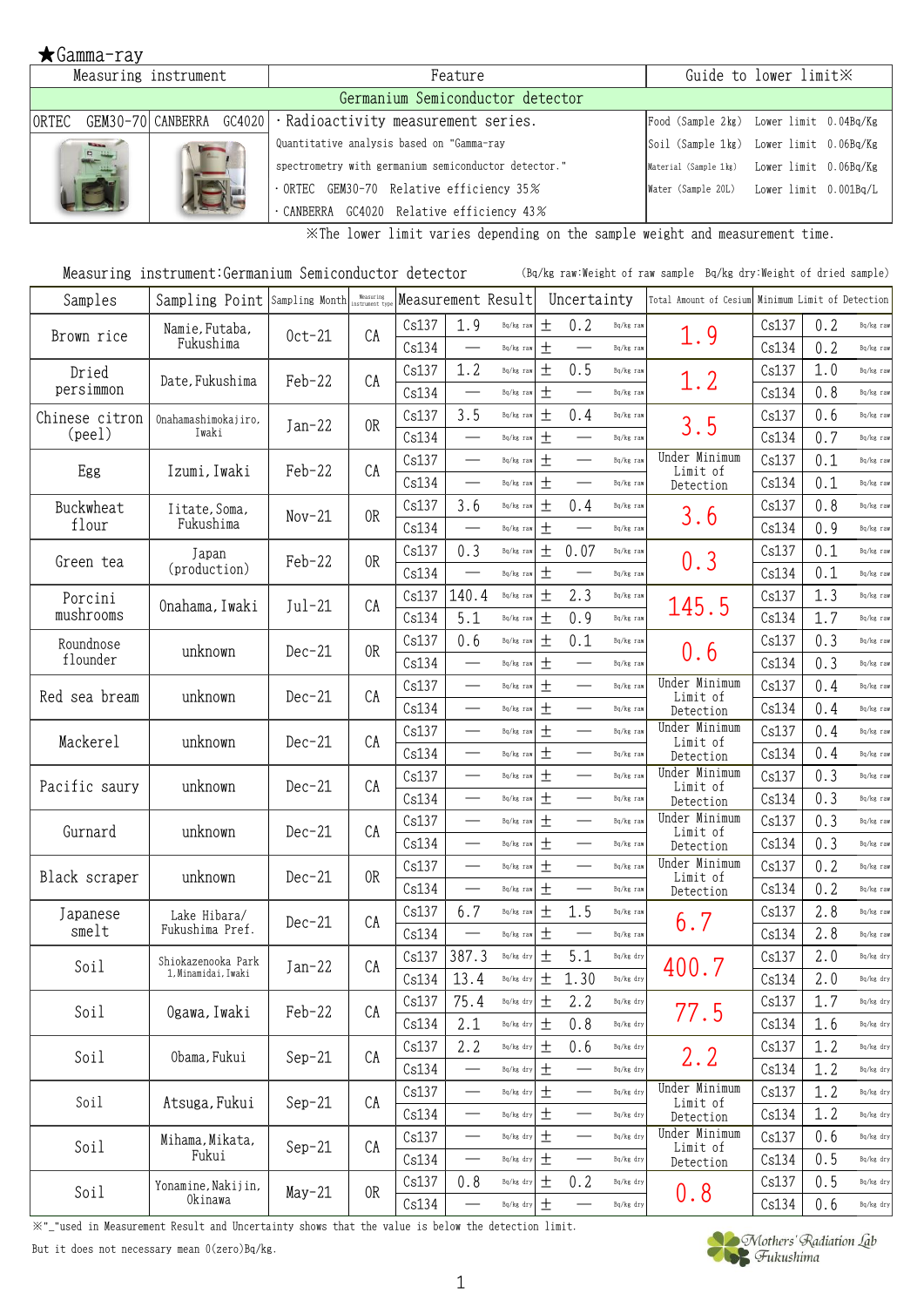★Gamma-ray

| Measuring instrument | | Feature | Guide to lower limit※ |
|---|---|---|---|
| Germanium Semiconductor detector | | | |
| ORTEC GEM30-70 | CANBERRA GC4020 | ・Radioactivity measurement series. Quantitative analysis based on "Gamma-ray spectrometry with germanium semiconductor detector." ・ORTEC GEM30-70 Relative efficiency 35% ・CANBERRA GC4020 Relative efficiency 43% | Food (Sample 2kg) Lower limit 0.04Bq/Kg<br>Soil (Sample 1kg) Lower limit 0.06Bq/Kg<br>Material (Sample 1kg) Lower limit 0.06Bq/Kg<br>Water (Sample 20L) Lower limit 0.001Bq/L |

※The lower limit varies depending on the sample weight and measurement time.

Measuring instrument:Germanium Semiconductor detector (Bq/kg raw:Weight of raw sample Bq/kg dry:Weight of dried sample)

| Samples | Sampling Point | Sampling Month | Measuring instrument type | Measurement Result | | | Uncertainty | | Total Amount of Cesium | Minimum Limit of Detection | | |
|---|---|---|---|---|---|---|---|---|---|---|---|---|
| Brown rice | Namie, Futaba, Fukushima | Oct-21 | CA | Cs137 | 1.9 | Bq/kg raw | ± 0.2 | Bq/kg raw | 1.9 | Cs137 | 0.2 | Bq/kg raw |
| | | | | Cs134 | — | Bq/kg raw | ± — | Bq/kg raw | | Cs134 | 0.2 | Bq/kg raw |
| Dried persimmon | Date, Fukushima | Feb-22 | CA | Cs137 | 1.2 | Bq/kg raw | ± 0.5 | Bq/kg raw | 1.2 | Cs137 | 1.0 | Bq/kg raw |
| | | | | Cs134 | — | Bq/kg raw | ± — | Bq/kg raw | | Cs134 | 0.8 | Bq/kg raw |
| Chinese citron (peel) | Onahamashimokajiro, Iwaki | Jan-22 | OR | Cs137 | 3.5 | Bq/kg raw | ± 0.4 | Bq/kg raw | 3.5 | Cs137 | 0.6 | Bq/kg raw |
| | | | | Cs134 | — | Bq/kg raw | ± — | Bq/kg raw | | Cs134 | 0.7 | Bq/kg raw |
| Egg | Izumi, Iwaki | Feb-22 | CA | Cs137 | — | Bq/kg raw | ± — | Bq/kg raw | Under Minimum Limit of Detection | Cs137 | 0.1 | Bq/kg raw |
| | | | | Cs134 | — | Bq/kg raw | ± — | Bq/kg raw | | Cs134 | 0.1 | Bq/kg raw |
| Buckwheat flour | Iitate, Soma, Fukushima | Nov-21 | OR | Cs137 | 3.6 | Bq/kg raw | ± 0.4 | Bq/kg raw | 3.6 | Cs137 | 0.8 | Bq/kg raw |
| | | | | Cs134 | — | Bq/kg raw | ± — | Bq/kg raw | | Cs134 | 0.9 | Bq/kg raw |
| Green tea | Japan (production) | Feb-22 | OR | Cs137 | 0.3 | Bq/kg raw | ± 0.07 | Bq/kg raw | 0.3 | Cs137 | 0.1 | Bq/kg raw |
| | | | | Cs134 | — | Bq/kg raw | ± — | Bq/kg raw | | Cs134 | 0.1 | Bq/kg raw |
| Porcini mushrooms | Onahama, Iwaki | Jul-21 | CA | Cs137 | 140.4 | Bq/kg raw | ± 2.3 | Bq/kg raw | 145.5 | Cs137 | 1.3 | Bq/kg raw |
| | | | | Cs134 | 5.1 | Bq/kg raw | ± 0.9 | Bq/kg raw | | Cs134 | 1.7 | Bq/kg raw |
| Roundnose flounder | unknown | Dec-21 | OR | Cs137 | 0.6 | Bq/kg raw | ± 0.1 | Bq/kg raw | 0.6 | Cs137 | 0.3 | Bq/kg raw |
| | | | | Cs134 | — | Bq/kg raw | ± — | Bq/kg raw | | Cs134 | 0.3 | Bq/kg raw |
| Red sea bream | unknown | Dec-21 | CA | Cs137 | — | Bq/kg raw | ± — | Bq/kg raw | Under Minimum Limit of Detection | Cs137 | 0.4 | Bq/kg raw |
| | | | | Cs134 | — | Bq/kg raw | ± — | Bq/kg raw | | Cs134 | 0.4 | Bq/kg raw |
| Mackerel | unknown | Dec-21 | CA | Cs137 | — | Bq/kg raw | ± — | Bq/kg raw | Under Minimum Limit of Detection | Cs137 | 0.4 | Bq/kg raw |
| | | | | Cs134 | — | Bq/kg raw | ± — | Bq/kg raw | | Cs134 | 0.4 | Bq/kg raw |
| Pacific saury | unknown | Dec-21 | CA | Cs137 | — | Bq/kg raw | ± — | Bq/kg raw | Under Minimum Limit of Detection | Cs137 | 0.3 | Bq/kg raw |
| | | | | Cs134 | — | Bq/kg raw | ± — | Bq/kg raw | | Cs134 | 0.3 | Bq/kg raw |
| Gurnard | unknown | Dec-21 | CA | Cs137 | — | Bq/kg raw | ± — | Bq/kg raw | Under Minimum Limit of Detection | Cs137 | 0.3 | Bq/kg raw |
| | | | | Cs134 | — | Bq/kg raw | ± — | Bq/kg raw | | Cs134 | 0.3 | Bq/kg raw |
| Black scraper | unknown | Dec-21 | OR | Cs137 | — | Bq/kg raw | ± — | Bq/kg raw | Under Minimum Limit of Detection | Cs137 | 0.2 | Bq/kg raw |
| | | | | Cs134 | — | Bq/kg raw | ± — | Bq/kg raw | | Cs134 | 0.2 | Bq/kg raw |
| Japanese smelt | Lake Hibara/ Fukushima Pref. | Dec-21 | CA | Cs137 | 6.7 | Bq/kg raw | ± 1.5 | Bq/kg raw | 6.7 | Cs137 | 2.8 | Bq/kg raw |
| | | | | Cs134 | — | Bq/kg raw | ± — | Bq/kg raw | | Cs134 | 2.8 | Bq/kg raw |
| Soil | Shiokazenooka Park 1, Minamidai, Iwaki | Jan-22 | CA | Cs137 | 387.3 | Bq/kg dry | ± 5.1 | Bq/kg dry | 400.7 | Cs137 | 2.0 | Bq/kg dry |
| | | | | Cs134 | 13.4 | Bq/kg dry | ± 1.30 | Bq/kg dry | | Cs134 | 2.0 | Bq/kg dry |
| Soil | Ogawa, Iwaki | Feb-22 | CA | Cs137 | 75.4 | Bq/kg dry | ± 2.2 | Bq/kg dry | 77.5 | Cs137 | 1.7 | Bq/kg dry |
| | | | | Cs134 | 2.1 | Bq/kg dry | ± 0.8 | Bq/kg dry | | Cs134 | 1.6 | Bq/kg dry |
| Soil | Obama, Fukui | Sep-21 | CA | Cs137 | 2.2 | Bq/kg dry | ± 0.6 | Bq/kg dry | 2.2 | Cs137 | 1.2 | Bq/kg dry |
| | | | | Cs134 | — | Bq/kg dry | ± — | Bq/kg dry | | Cs134 | 1.2 | Bq/kg dry |
| Soil | Atsuga, Fukui | Sep-21 | CA | Cs137 | — | Bq/kg dry | ± — | Bq/kg dry | Under Minimum Limit of Detection | Cs137 | 1.2 | Bq/kg dry |
| | | | | Cs134 | — | Bq/kg dry | ± — | Bq/kg dry | | Cs134 | 1.2 | Bq/kg dry |
| Soil | Mihama, Mikata, Fukui | Sep-21 | CA | Cs137 | — | Bq/kg dry | ± — | Bq/kg dry | Under Minimum Limit of Detection | Cs137 | 0.6 | Bq/kg dry |
| | | | | Cs134 | — | Bq/kg dry | ± — | Bq/kg dry | | Cs134 | 0.5 | Bq/kg dry |
| Soil | Yonamine, Nakijin, Okinawa | May-21 | OR | Cs137 | 0.8 | Bq/kg dry | ± 0.2 | Bq/kg dry | 0.8 | Cs137 | 0.5 | Bq/kg dry |
| | | | | Cs134 | — | Bq/kg dry | ± — | Bq/kg dry | | Cs134 | 0.6 | Bq/kg dry |

※"_"used in Measurement Result and Uncertainty shows that the value is below the detection limit.
But it does not necessary mean 0(zero)Bq/kg.

Mothers' Radiation Lab Fukushima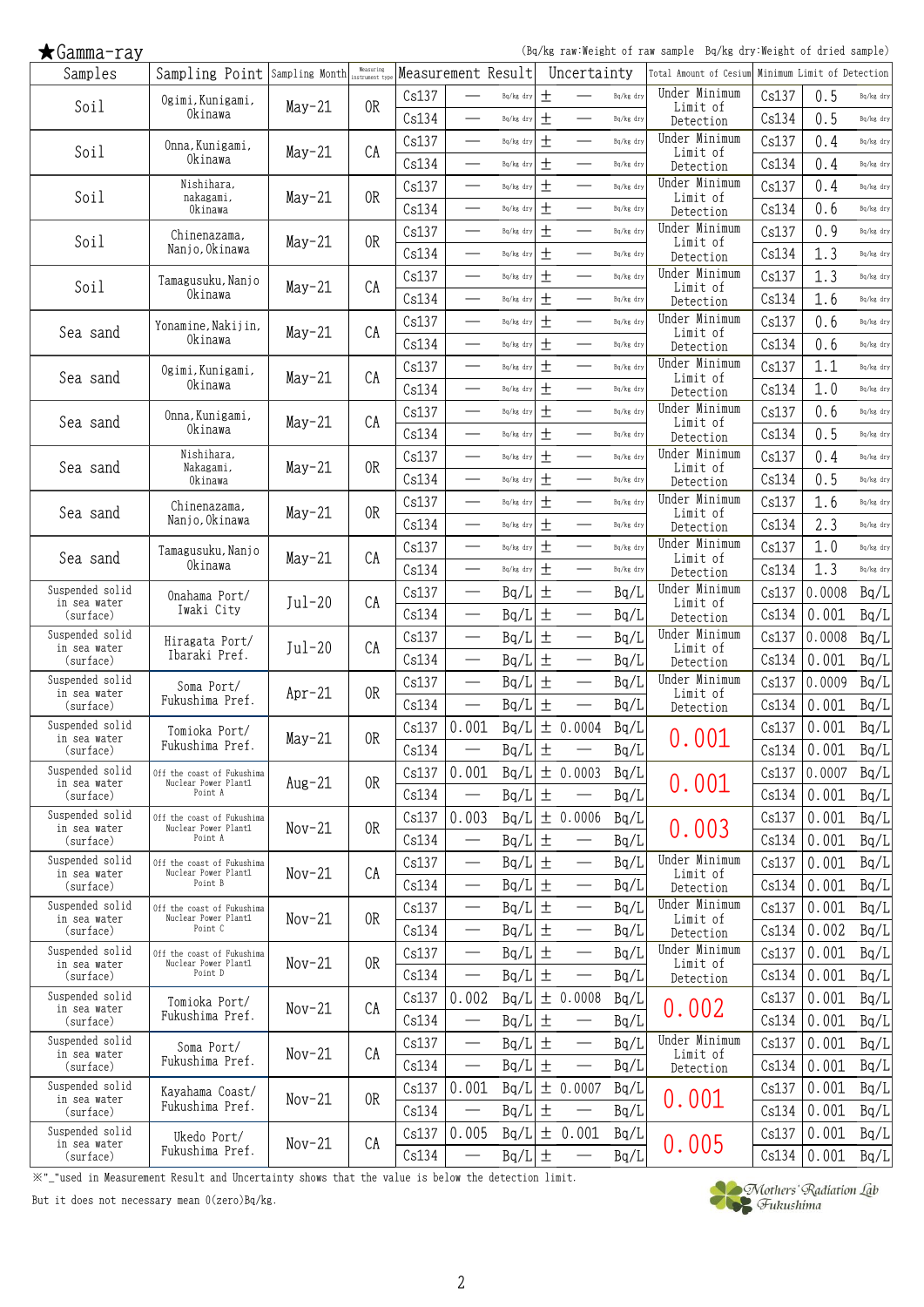## ★Gamma-ray

(Bq/kg raw:Weight of raw sample　Bq/kg dry:Weight of dried sample)

| Samples | Sampling Point | Sampling Month | Measuring instrument type | Measurement Result | | | Uncertainty | | Total Amount of Cesium | Minimum Limit of Detection | | |
|---|---|---|---|---|---|---|---|---|---|---|---|---|
| Soil | Ogimi,Kunigami, Okinawa | May-21 | OR | Cs137 | — | Bq/kg dry | ± — | Bq/kg dry | Under Minimum Limit of Detection | Cs137 | 0.5 | Bq/kg dry |
| | | | | Cs134 | — | Bq/kg dry | ± — | Bq/kg dry | | Cs134 | 0.5 | Bq/kg dry |
| Soil | Onna,Kunigami, Okinawa | May-21 | CA | Cs137 | — | Bq/kg dry | ± — | Bq/kg dry | Under Minimum Limit of Detection | Cs137 | 0.4 | Bq/kg dry |
| | | | | Cs134 | — | Bq/kg dry | ± — | Bq/kg dry | | Cs134 | 0.4 | Bq/kg dry |
| Soil | Nishihara, nakagami, Okinawa | May-21 | OR | Cs137 | — | Bq/kg dry | ± — | Bq/kg dry | Under Minimum Limit of Detection | Cs137 | 0.4 | Bq/kg dry |
| | | | | Cs134 | — | Bq/kg dry | ± — | Bq/kg dry | | Cs134 | 0.6 | Bq/kg dry |
| Soil | Chinenazama, Nanjo,Okinawa | May-21 | OR | Cs137 | — | Bq/kg dry | ± — | Bq/kg dry | Under Minimum Limit of Detection | Cs137 | 0.9 | Bq/kg dry |
| | | | | Cs134 | — | Bq/kg dry | ± — | Bq/kg dry | | Cs134 | 1.3 | Bq/kg dry |
| Soil | Tamagusuku,Nanjo Okinawa | May-21 | CA | Cs137 | — | Bq/kg dry | ± — | Bq/kg dry | Under Minimum Limit of Detection | Cs137 | 1.3 | Bq/kg dry |
| | | | | Cs134 | — | Bq/kg dry | ± — | Bq/kg dry | | Cs134 | 1.6 | Bq/kg dry |
| Sea sand | Yonamine,Nakijin, Okinawa | May-21 | CA | Cs137 | — | Bq/kg dry | ± — | Bq/kg dry | Under Minimum Limit of Detection | Cs137 | 0.6 | Bq/kg dry |
| | | | | Cs134 | — | Bq/kg dry | ± — | Bq/kg dry | | Cs134 | 0.6 | Bq/kg dry |
| Sea sand | Ogimi,Kunigami, Okinawa | May-21 | CA | Cs137 | — | Bq/kg dry | ± — | Bq/kg dry | Under Minimum Limit of Detection | Cs137 | 1.1 | Bq/kg dry |
| | | | | Cs134 | — | Bq/kg dry | ± — | Bq/kg dry | | Cs134 | 1.0 | Bq/kg dry |
| Sea sand | Onna,Kunigami, Okinawa | May-21 | CA | Cs137 | — | Bq/kg dry | ± — | Bq/kg dry | Under Minimum Limit of Detection | Cs137 | 0.6 | Bq/kg dry |
| | | | | Cs134 | — | Bq/kg dry | ± — | Bq/kg dry | | Cs134 | 0.5 | Bq/kg dry |
| Sea sand | Nishihara, Nakagami, Okinawa | May-21 | OR | Cs137 | — | Bq/kg dry | ± — | Bq/kg dry | Under Minimum Limit of Detection | Cs137 | 0.4 | Bq/kg dry |
| | | | | Cs134 | — | Bq/kg dry | ± — | Bq/kg dry | | Cs134 | 0.5 | Bq/kg dry |
| Sea sand | Chinenazama, Nanjo,Okinawa | May-21 | OR | Cs137 | — | Bq/kg dry | ± — | Bq/kg dry | Under Minimum Limit of Detection | Cs137 | 1.6 | Bq/kg dry |
| | | | | Cs134 | — | Bq/kg dry | ± — | Bq/kg dry | | Cs134 | 2.3 | Bq/kg dry |
| Sea sand | Tamagusuku,Nanjo Okinawa | May-21 | CA | Cs137 | — | Bq/kg dry | ± — | Bq/kg dry | Under Minimum Limit of Detection | Cs137 | 1.0 | Bq/kg dry |
| | | | | Cs134 | — | Bq/kg dry | ± — | Bq/kg dry | | Cs134 | 1.3 | Bq/kg dry |
| Suspended solid in sea water (surface) | Onahama Port/ Iwaki City | Jul-20 | CA | Cs137 | — | Bq/L | ± — | Bq/L | Under Minimum Limit of Detection | Cs137 | 0.0008 | Bq/L |
| | | | | Cs134 | — | Bq/L | ± — | Bq/L | | Cs134 | 0.001 | Bq/L |
| Suspended solid in sea water (surface) | Hiragata Port/ Ibaraki Pref. | Jul-20 | CA | Cs137 | — | Bq/L | ± — | Bq/L | Under Minimum Limit of Detection | Cs137 | 0.0008 | Bq/L |
| | | | | Cs134 | — | Bq/L | ± — | Bq/L | | Cs134 | 0.001 | Bq/L |
| Suspended solid in sea water (surface) | Soma Port/ Fukushima Pref. | Apr-21 | OR | Cs137 | — | Bq/L | ± — | Bq/L | Under Minimum Limit of Detection | Cs137 | 0.0009 | Bq/L |
| | | | | Cs134 | — | Bq/L | ± — | Bq/L | | Cs134 | 0.001 | Bq/L |
| Suspended solid in sea water (surface) | Tomioka Port/ Fukushima Pref. | May-21 | OR | Cs137 | 0.001 | Bq/L | ± 0.0004 | Bq/L | 0.001 | Cs137 | 0.001 | Bq/L |
| | | | | Cs134 | — | Bq/L | ± — | Bq/L | | Cs134 | 0.001 | Bq/L |
| Suspended solid in sea water (surface) | Off the coast of Fukushima Nuclear Power Plant1 Point A | Aug-21 | OR | Cs137 | 0.001 | Bq/L | ± 0.0003 | Bq/L | 0.001 | Cs137 | 0.0007 | Bq/L |
| | | | | Cs134 | — | Bq/L | ± — | Bq/L | | Cs134 | 0.001 | Bq/L |
| Suspended solid in sea water (surface) | Off the coast of Fukushima Nuclear Power Plant1 Point A | Nov-21 | OR | Cs137 | 0.003 | Bq/L | ± 0.0006 | Bq/L | 0.003 | Cs137 | 0.001 | Bq/L |
| | | | | Cs134 | — | Bq/L | ± — | Bq/L | | Cs134 | 0.001 | Bq/L |
| Suspended solid in sea water (surface) | Off the coast of Fukushima Nuclear Power Plant1 Point B | Nov-21 | CA | Cs137 | — | Bq/L | ± — | Bq/L | Under Minimum Limit of Detection | Cs137 | 0.001 | Bq/L |
| | | | | Cs134 | — | Bq/L | ± — | Bq/L | | Cs134 | 0.001 | Bq/L |
| Suspended solid in sea water (surface) | Off the coast of Fukushima Nuclear Power Plant1 Point C | Nov-21 | OR | Cs137 | — | Bq/L | ± — | Bq/L | Under Minimum Limit of Detection | Cs137 | 0.001 | Bq/L |
| | | | | Cs134 | — | Bq/L | ± — | Bq/L | | Cs134 | 0.002 | Bq/L |
| Suspended solid in sea water (surface) | Off the coast of Fukushima Nuclear Power Plant1 Point D | Nov-21 | OR | Cs137 | — | Bq/L | ± — | Bq/L | Under Minimum Limit of Detection | Cs137 | 0.001 | Bq/L |
| | | | | Cs134 | — | Bq/L | ± — | Bq/L | | Cs134 | 0.001 | Bq/L |
| Suspended solid in sea water (surface) | Tomioka Port/ Fukushima Pref. | Nov-21 | CA | Cs137 | 0.002 | Bq/L | ± 0.0008 | Bq/L | 0.002 | Cs137 | 0.001 | Bq/L |
| | | | | Cs134 | — | Bq/L | ± — | Bq/L | | Cs134 | 0.001 | Bq/L |
| Suspended solid in sea water (surface) | Soma Port/ Fukushima Pref. | Nov-21 | CA | Cs137 | — | Bq/L | ± — | Bq/L | Under Minimum Limit of Detection | Cs137 | 0.001 | Bq/L |
| | | | | Cs134 | — | Bq/L | ± — | Bq/L | | Cs134 | 0.001 | Bq/L |
| Suspended solid in sea water (surface) | Kayahama Coast/ Fukushima Pref. | Nov-21 | OR | Cs137 | 0.001 | Bq/L | ± 0.0007 | Bq/L | 0.001 | Cs137 | 0.001 | Bq/L |
| | | | | Cs134 | — | Bq/L | ± — | Bq/L | | Cs134 | 0.001 | Bq/L |
| Suspended solid in sea water (surface) | Ukedo Port/ Fukushima Pref. | Nov-21 | CA | Cs137 | 0.005 | Bq/L | ± 0.001 | Bq/L | 0.005 | Cs137 | 0.001 | Bq/L |
| | | | | Cs134 | — | Bq/L | ± — | Bq/L | | Cs134 | 0.001 | Bq/L |

※"_"used in Measurement Result and Uncertainty shows that the value is below the detection limit.
But it does not necessary mean 0(zero)Bq/kg.

Mothers' Radiation Lab Fukushima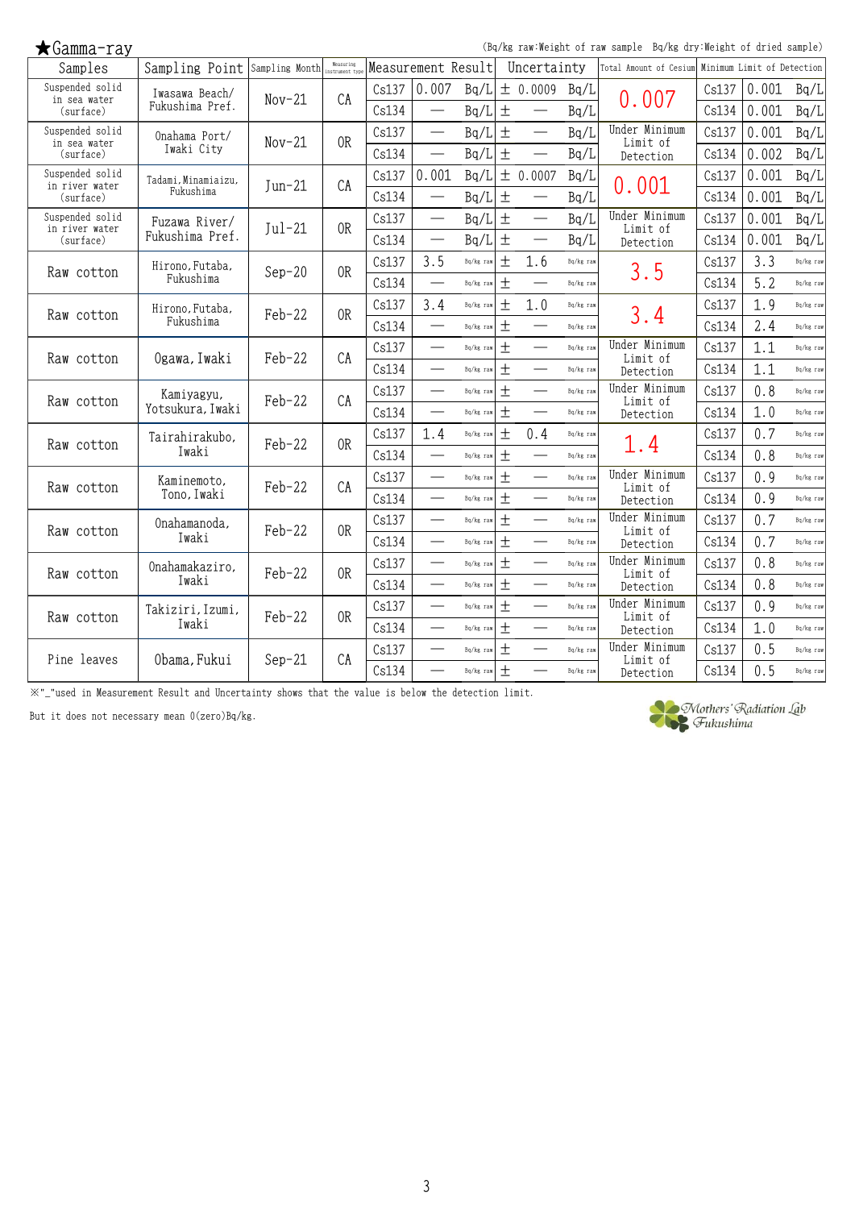★Gamma-ray

(Bq/kg raw:Weight of raw sample　Bq/kg dry:Weight of dried sample)

| Samples | Sampling Point | Sampling Month | Measuring instrument type | Measurement Result | | | Uncertainty | | Total Amount of Cesium | Minimum Limit of Detection | | |
|---|---|---|---|---|---|---|---|---|---|---|---|---|
| Suspended solid in sea water (surface) | Iwasawa Beach/ Fukushima Pref. | Nov-21 | CA | Cs137 | 0.007 | Bq/L | ± 0.0009 | Bq/L | 0.007 | Cs137 | 0.001 | Bq/L |
| | | | | Cs134 | — | Bq/L | ± — | Bq/L | | Cs134 | 0.001 | Bq/L |
| Suspended solid in sea water (surface) | Onahama Port/ Iwaki City | Nov-21 | OR | Cs137 | — | Bq/L | ± — | Bq/L | Under Minimum Limit of Detection | Cs137 | 0.001 | Bq/L |
| | | | | Cs134 | — | Bq/L | ± — | Bq/L | | Cs134 | 0.002 | Bq/L |
| Suspended solid in river water (surface) | Tadami, Minamiaizu, Fukushima | Jun-21 | CA | Cs137 | 0.001 | Bq/L | ± 0.0007 | Bq/L | 0.001 | Cs137 | 0.001 | Bq/L |
| | | | | Cs134 | — | Bq/L | ± — | Bq/L | | Cs134 | 0.001 | Bq/L |
| Suspended solid in river water (surface) | Fuzawa River/ Fukushima Pref. | Jul-21 | OR | Cs137 | — | Bq/L | ± — | Bq/L | Under Minimum Limit of Detection | Cs137 | 0.001 | Bq/L |
| | | | | Cs134 | — | Bq/L | ± — | Bq/L | | Cs134 | 0.001 | Bq/L |
| Raw cotton | Hirono, Futaba, Fukushima | Sep-20 | OR | Cs137 | 3.5 | Bq/kg raw | ± 1.6 | Bq/kg raw | 3.5 | Cs137 | 3.3 | Bq/kg raw |
| | | | | Cs134 | — | Bq/kg raw | ± — | Bq/kg raw | | Cs134 | 5.2 | Bq/kg raw |
| Raw cotton | Hirono, Futaba, Fukushima | Feb-22 | OR | Cs137 | 3.4 | Bq/kg raw | ± 1.0 | Bq/kg raw | 3.4 | Cs137 | 1.9 | Bq/kg raw |
| | | | | Cs134 | — | Bq/kg raw | ± — | Bq/kg raw | | Cs134 | 2.4 | Bq/kg raw |
| Raw cotton | Ogawa, Iwaki | Feb-22 | CA | Cs137 | — | Bq/kg raw | ± — | Bq/kg raw | Under Minimum Limit of Detection | Cs137 | 1.1 | Bq/kg raw |
| | | | | Cs134 | — | Bq/kg raw | ± — | Bq/kg raw | | Cs134 | 1.1 | Bq/kg raw |
| Raw cotton | Kamiyagyu, Yotsukura, Iwaki | Feb-22 | CA | Cs137 | — | Bq/kg raw | ± — | Bq/kg raw | Under Minimum Limit of Detection | Cs137 | 0.8 | Bq/kg raw |
| | | | | Cs134 | — | Bq/kg raw | ± — | Bq/kg raw | | Cs134 | 1.0 | Bq/kg raw |
| Raw cotton | Tairahirakubo, Iwaki | Feb-22 | OR | Cs137 | 1.4 | Bq/kg raw | ± 0.4 | Bq/kg raw | 1.4 | Cs137 | 0.7 | Bq/kg raw |
| | | | | Cs134 | — | Bq/kg raw | ± — | Bq/kg raw | | Cs134 | 0.8 | Bq/kg raw |
| Raw cotton | Kaminemoto, Tono, Iwaki | Feb-22 | CA | Cs137 | — | Bq/kg raw | ± — | Bq/kg raw | Under Minimum Limit of Detection | Cs137 | 0.9 | Bq/kg raw |
| | | | | Cs134 | — | Bq/kg raw | ± — | Bq/kg raw | | Cs134 | 0.9 | Bq/kg raw |
| Raw cotton | Onahamanoda, Iwaki | Feb-22 | OR | Cs137 | — | Bq/kg raw | ± — | Bq/kg raw | Under Minimum Limit of Detection | Cs137 | 0.7 | Bq/kg raw |
| | | | | Cs134 | — | Bq/kg raw | ± — | Bq/kg raw | | Cs134 | 0.7 | Bq/kg raw |
| Raw cotton | Onahamakaziro, Iwaki | Feb-22 | OR | Cs137 | — | Bq/kg raw | ± — | Bq/kg raw | Under Minimum Limit of Detection | Cs137 | 0.8 | Bq/kg raw |
| | | | | Cs134 | — | Bq/kg raw | ± — | Bq/kg raw | | Cs134 | 0.8 | Bq/kg raw |
| Raw cotton | Takiziri, Izumi, Iwaki | Feb-22 | OR | Cs137 | — | Bq/kg raw | ± — | Bq/kg raw | Under Minimum Limit of Detection | Cs137 | 0.9 | Bq/kg raw |
| | | | | Cs134 | — | Bq/kg raw | ± — | Bq/kg raw | | Cs134 | 1.0 | Bq/kg raw |
| Pine leaves | Obama, Fukui | Sep-21 | CA | Cs137 | — | Bq/kg raw | ± — | Bq/kg raw | Under Minimum Limit of Detection | Cs137 | 0.5 | Bq/kg raw |
| | | | | Cs134 | — | Bq/kg raw | ± — | Bq/kg raw | | Cs134 | 0.5 | Bq/kg raw |

※"_"used in Measurement Result and Uncertainty shows that the value is below the detection limit.

But it does not necessary mean 0(zero)Bq/kg.

Mothers' Radiation Lab Fukushima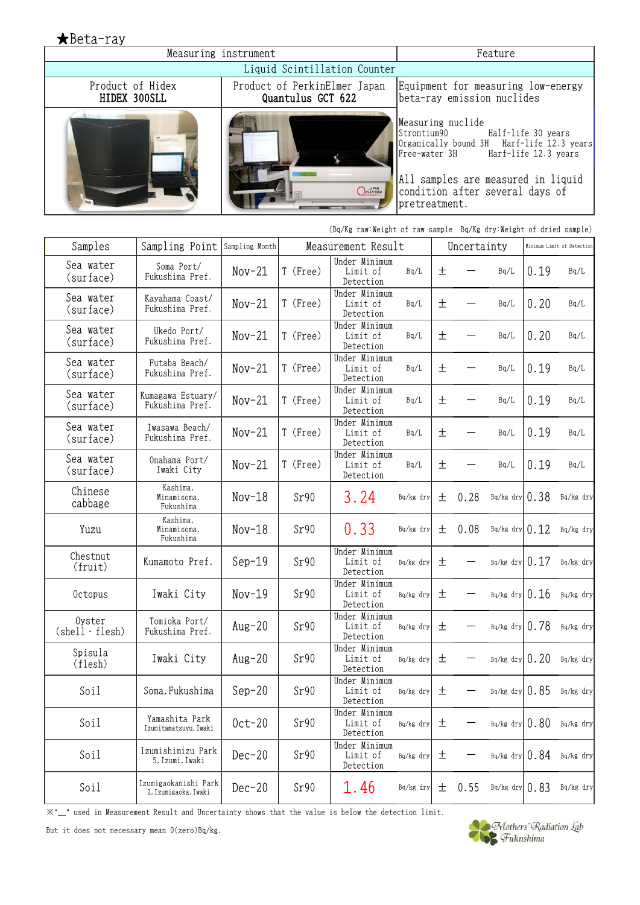## ★Beta-ray

| Measuring instrument | | Feature |
|---|---|---|
| Liquid Scintillation Counter | | |
| Product of Hidex **HIDEX 300SLL** | Product of PerkinElmer Japan **Quantulus GCT 622** | Equipment for measuring low-energy beta-ray emission nuclides |
| | | Measuring nuclide<br>Strontium90 Half-life 30 years<br>Organically bound 3H Harf-life 12.3 years<br>Free-water 3H Harf-life 12.3 years<br><br>All samples are measured in liquid condition after several days of pretreatment. |

(Bq/Kg raw:Weight of raw sample Bq/Kg dry:Weight of dried sample)

| Samples | Sampling Point | Sampling Month | Measurement Result | | | Uncertainty | | | Minimum Limit of Detection | |
|---|---|---|---|---|---|---|---|---|---|---|
| Sea water (surface) | Soma Port/ Fukushima Pref. | Nov-21 | T (Free) | Under Minimum Limit of Detection | Bq/L | ± | — | Bq/L | 0.19 | Bq/L |
| Sea water (surface) | Kayahama Coast/ Fukushima Pref. | Nov-21 | T (Free) | Under Minimum Limit of Detection | Bq/L | ± | — | Bq/L | 0.20 | Bq/L |
| Sea water (surface) | Ukedo Port/ Fukushima Pref. | Nov-21 | T (Free) | Under Minimum Limit of Detection | Bq/L | ± | — | Bq/L | 0.20 | Bq/L |
| Sea water (surface) | Futaba Beach/ Fukushima Pref. | Nov-21 | T (Free) | Under Minimum Limit of Detection | Bq/L | ± | — | Bq/L | 0.19 | Bq/L |
| Sea water (surface) | Kumagawa Estuary/ Fukushima Pref. | Nov-21 | T (Free) | Under Minimum Limit of Detection | Bq/L | ± | — | Bq/L | 0.19 | Bq/L |
| Sea water (surface) | Iwasawa Beach/ Fukushima Pref. | Nov-21 | T (Free) | Under Minimum Limit of Detection | Bq/L | ± | — | Bq/L | 0.19 | Bq/L |
| Sea water (surface) | Onahama Port/ Iwaki City | Nov-21 | T (Free) | Under Minimum Limit of Detection | Bq/L | ± | — | Bq/L | 0.19 | Bq/L |
| Chinese cabbage | Kashima, Minamisoma, Fukushima | Nov-18 | Sr90 | 3.24 | Bq/kg dry | ± | 0.28 | Bq/kg dry | 0.38 | Bq/kg dry |
| Yuzu | Kashima, Minamisoma, Fukushima | Nov-18 | Sr90 | 0.33 | Bq/kg dry | ± | 0.08 | Bq/kg dry | 0.12 | Bq/kg dry |
| Chestnut (fruit) | Kumamoto Pref. | Sep-19 | Sr90 | Under Minimum Limit of Detection | Bq/kg dry | ± | — | Bq/kg dry | 0.17 | Bq/kg dry |
| Octopus | Iwaki City | Nov-19 | Sr90 | Under Minimum Limit of Detection | Bq/kg dry | ± | — | Bq/kg dry | 0.16 | Bq/kg dry |
| Oyster (shell・flesh) | Tomioka Port/ Fukushima Pref. | Aug-20 | Sr90 | Under Minimum Limit of Detection | Bq/kg dry | ± | — | Bq/kg dry | 0.78 | Bq/kg dry |
| Spisula (flesh) | Iwaki City | Aug-20 | Sr90 | Under Minimum Limit of Detection | Bq/kg dry | ± | — | Bq/kg dry | 0.20 | Bq/kg dry |
| Soil | Soma, Fukushima | Sep-20 | Sr90 | Under Minimum Limit of Detection | Bq/kg dry | ± | — | Bq/kg dry | 0.85 | Bq/kg dry |
| Soil | Yamashita Park Izumitamatsuyu, Iwaki | Oct-20 | Sr90 | Under Minimum Limit of Detection | Bq/kg dry | ± | — | Bq/kg dry | 0.80 | Bq/kg dry |
| Soil | Izumishimizu Park 5, Izumi, Iwaki | Dec-20 | Sr90 | Under Minimum Limit of Detection | Bq/kg dry | ± | — | Bq/kg dry | 0.84 | Bq/kg dry |
| Soil | Izumigaokanishi Park 2, Izumigaoka, Iwaki | Dec-20 | Sr90 | 1.46 | Bq/kg dry | ± | 0.55 | Bq/kg dry | 0.83 | Bq/kg dry |

※"__" used in Measurement Result and Uncertainty shows that the value is below the detection limit.

But it does not necessary mean 0(zero)Bq/kg.

Mothers' Radiation Lab Fukushima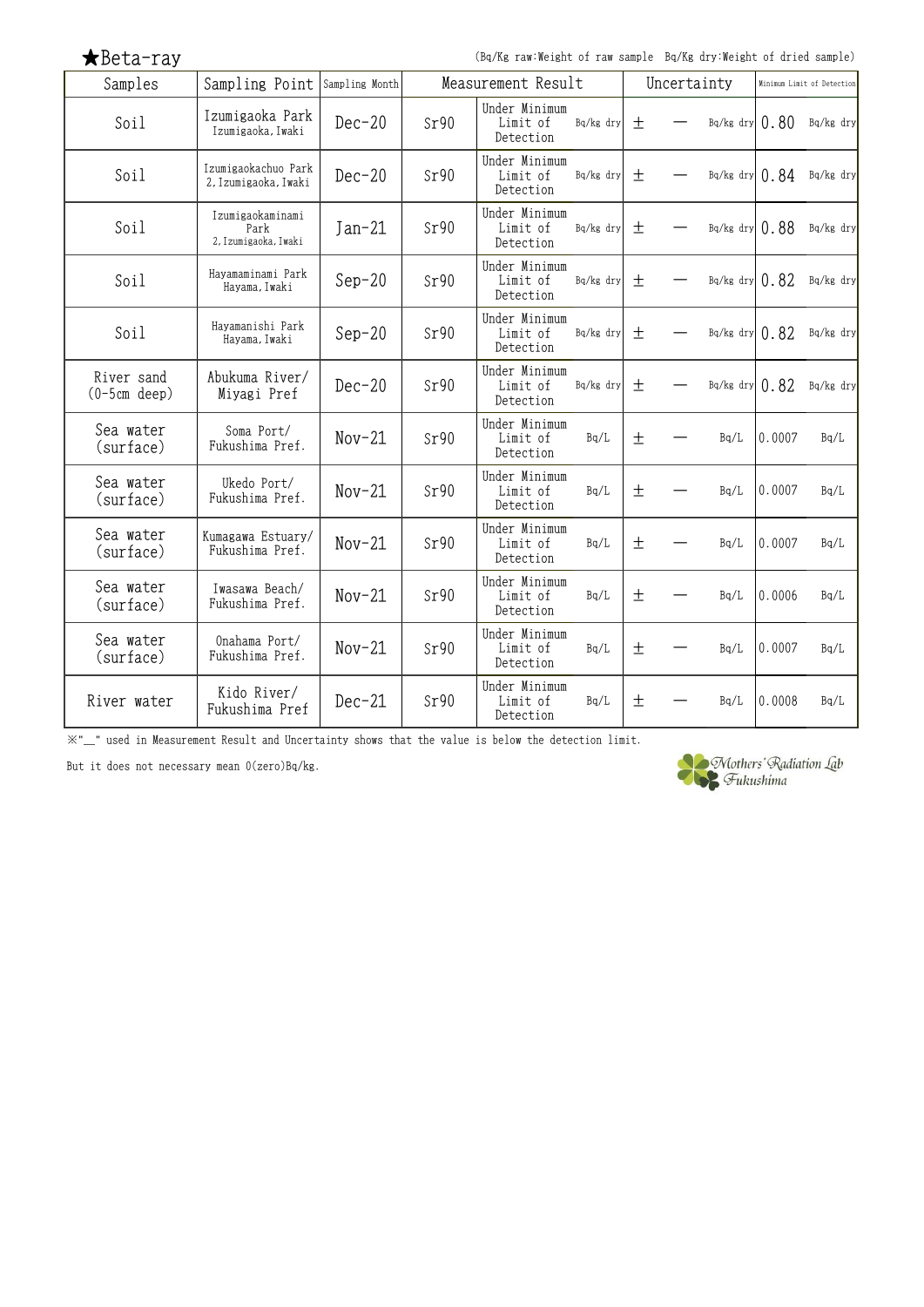★Beta-ray

(Bq/Kg raw:Weight of raw sample Bq/Kg dry:Weight of dried sample)

| Samples | Sampling Point | Sampling Month | Measurement Result | | | Uncertainty | | | Minimum Limit of Detection | |
|---|---|---|---|---|---|---|---|---|---|---|
| Soil | Izumigaoka Park Izumigaoka, Iwaki | Dec-20 | Sr90 | Under Minimum Limit of Detection | Bq/kg dry | ± | — | Bq/kg dry | 0.80 | Bq/kg dry |
| Soil | Izumigaokachuo Park 2, Izumigaoka, Iwaki | Dec-20 | Sr90 | Under Minimum Limit of Detection | Bq/kg dry | ± | — | Bq/kg dry | 0.84 | Bq/kg dry |
| Soil | Izumigaokaminami Park 2, Izumigaoka, Iwaki | Jan-21 | Sr90 | Under Minimum Limit of Detection | Bq/kg dry | ± | — | Bq/kg dry | 0.88 | Bq/kg dry |
| Soil | Hayamaminami Park Hayama, Iwaki | Sep-20 | Sr90 | Under Minimum Limit of Detection | Bq/kg dry | ± | — | Bq/kg dry | 0.82 | Bq/kg dry |
| Soil | Hayamanishi Park Hayama, Iwaki | Sep-20 | Sr90 | Under Minimum Limit of Detection | Bq/kg dry | ± | — | Bq/kg dry | 0.82 | Bq/kg dry |
| River sand (0-5cm deep) | Abukuma River/ Miyagi Pref | Dec-20 | Sr90 | Under Minimum Limit of Detection | Bq/kg dry | ± | — | Bq/kg dry | 0.82 | Bq/kg dry |
| Sea water (surface) | Soma Port/ Fukushima Pref. | Nov-21 | Sr90 | Under Minimum Limit of Detection | Bq/L | ± | — | Bq/L | 0.0007 | Bq/L |
| Sea water (surface) | Ukedo Port/ Fukushima Pref. | Nov-21 | Sr90 | Under Minimum Limit of Detection | Bq/L | ± | — | Bq/L | 0.0007 | Bq/L |
| Sea water (surface) | Kumagawa Estuary/ Fukushima Pref. | Nov-21 | Sr90 | Under Minimum Limit of Detection | Bq/L | ± | — | Bq/L | 0.0007 | Bq/L |
| Sea water (surface) | Iwasawa Beach/ Fukushima Pref. | Nov-21 | Sr90 | Under Minimum Limit of Detection | Bq/L | ± | — | Bq/L | 0.0006 | Bq/L |
| Sea water (surface) | Onahama Port/ Fukushima Pref. | Nov-21 | Sr90 | Under Minimum Limit of Detection | Bq/L | ± | — | Bq/L | 0.0007 | Bq/L |
| River water | Kido River/ Fukushima Pref | Dec-21 | Sr90 | Under Minimum Limit of Detection | Bq/L | ± | — | Bq/L | 0.0008 | Bq/L |

※"—" used in Measurement Result and Uncertainty shows that the value is below the detection limit.

But it does not necessary mean 0(zero)Bq/kg.

Mothers' Radiation Lab Fukushima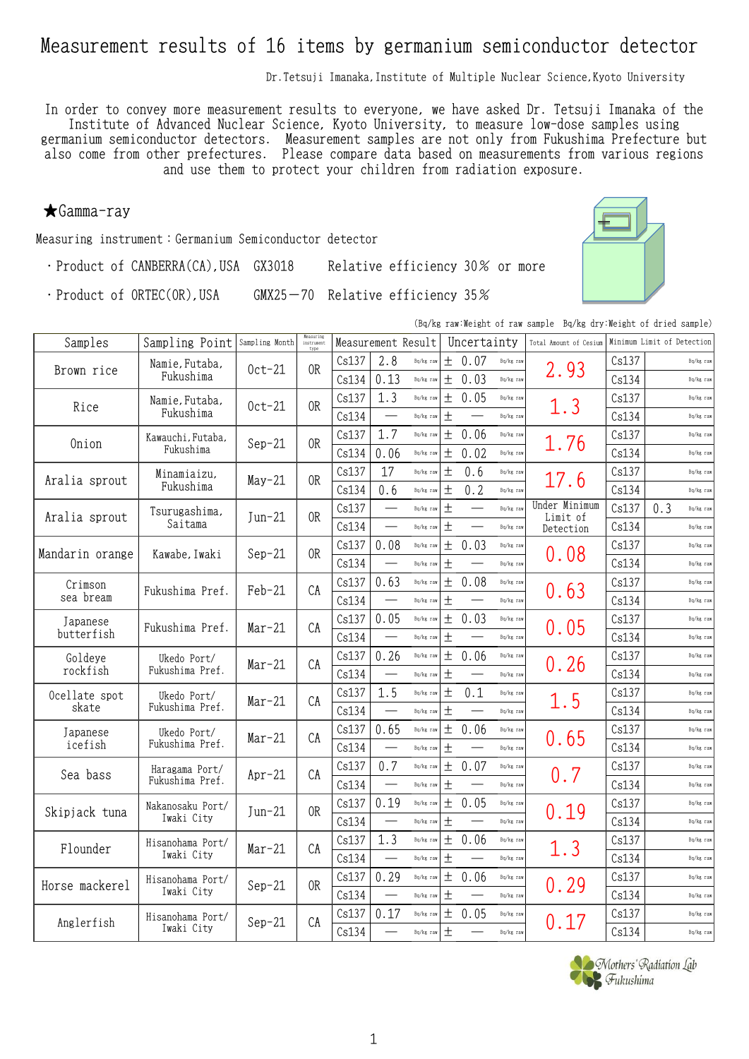# Measurement results of 16 items by germanium semiconductor detector

Dr.Tetsuji Imanaka,Institute of Multiple Nuclear Science,Kyoto University

In order to convey more measurement results to everyone, we have asked Dr. Tetsuji Imanaka of the Institute of Advanced Nuclear Science, Kyoto University, to measure low-dose samples using germanium semiconductor detectors. Measurement samples are not only from Fukushima Prefecture but also come from other prefectures. Please compare data based on measurements from various regions and use them to protect your children from radiation exposure.

## ★Gamma-ray

Measuring instrument：Germanium Semiconductor detector

・Product of CANBERRA(CA),USA GX3018 Relative efficiency 30％ or more

・Product of ORTEC(OR),USA GMX25－70 Relative efficiency 35％

(Bq/kg raw:Weight of raw sample Bq/kg dry:Weight of dried sample)

| Samples | Sampling Point | Sampling Month | Measuring instrument type | Measurement Result | | | Uncertainty | | | Total Amount of Cesium | Minimum Limit of Detection | | |
|---|---|---|---|---|---|---|---|---|---|---|---|---|---|
| Brown rice | Namie,Futaba, Fukushima | Oct-21 | OR | Cs137 | 2.8 | Bq/kg raw | ± | 0.07 | Bq/kg raw | 2.93 | Cs137 | | Bq/kg raw |
| | | | | Cs134 | 0.13 | Bq/kg raw | ± | 0.03 | Bq/kg raw | | Cs134 | | Bq/kg raw |
| Rice | Namie,Futaba, Fukushima | Oct-21 | OR | Cs137 | 1.3 | Bq/kg raw | ± | 0.05 | Bq/kg raw | 1.3 | Cs137 | | Bq/kg raw |
| | | | | Cs134 | — | Bq/kg raw | ± | — | Bq/kg raw | | Cs134 | | Bq/kg raw |
| Onion | Kawauchi,Futaba, Fukushima | Sep-21 | OR | Cs137 | 1.7 | Bq/kg raw | ± | 0.06 | Bq/kg raw | 1.76 | Cs137 | | Bq/kg raw |
| | | | | Cs134 | 0.06 | Bq/kg raw | ± | 0.02 | Bq/kg raw | | Cs134 | | Bq/kg raw |
| Aralia sprout | Minamiaizu, Fukushima | May-21 | OR | Cs137 | 17 | Bq/kg raw | ± | 0.6 | Bq/kg raw | 17.6 | Cs137 | | Bq/kg raw |
| | | | | Cs134 | 0.6 | Bq/kg raw | ± | 0.2 | Bq/kg raw | | Cs134 | | Bq/kg raw |
| Aralia sprout | Tsurugashima, Saitama | Jun-21 | OR | Cs137 | — | Bq/kg raw | ± | — | Bq/kg raw | Under Minimum Limit of Detection | Cs137 | 0.3 | Bq/kg raw |
| | | | | Cs134 | — | Bq/kg raw | ± | — | Bq/kg raw | | Cs134 | | Bq/kg raw |
| Mandarin orange | Kawabe,Iwaki | Sep-21 | OR | Cs137 | 0.08 | Bq/kg raw | ± | 0.03 | Bq/kg raw | 0.08 | Cs137 | | Bq/kg raw |
| | | | | Cs134 | — | Bq/kg raw | ± | — | Bq/kg raw | | Cs134 | | Bq/kg raw |
| Crimson sea bream | Fukushima Pref. | Feb-21 | CA | Cs137 | 0.63 | Bq/kg raw | ± | 0.08 | Bq/kg raw | 0.63 | Cs137 | | Bq/kg raw |
| | | | | Cs134 | — | Bq/kg raw | ± | — | Bq/kg raw | | Cs134 | | Bq/kg raw |
| Japanese butterfish | Fukushima Pref. | Mar-21 | CA | Cs137 | 0.05 | Bq/kg raw | ± | 0.03 | Bq/kg raw | 0.05 | Cs137 | | Bq/kg raw |
| | | | | Cs134 | — | Bq/kg raw | ± | — | Bq/kg raw | | Cs134 | | Bq/kg raw |
| Goldeye rockfish | Ukedo Port/ Fukushima Pref. | Mar-21 | CA | Cs137 | 0.26 | Bq/kg raw | ± | 0.06 | Bq/kg raw | 0.26 | Cs137 | | Bq/kg raw |
| | | | | Cs134 | — | Bq/kg raw | ± | — | Bq/kg raw | | Cs134 | | Bq/kg raw |
| Ocellate spot skate | Ukedo Port/ Fukushima Pref. | Mar-21 | CA | Cs137 | 1.5 | Bq/kg raw | ± | 0.1 | Bq/kg raw | 1.5 | Cs137 | | Bq/kg raw |
| | | | | Cs134 | — | Bq/kg raw | ± | — | Bq/kg raw | | Cs134 | | Bq/kg raw |
| Japanese icefish | Ukedo Port/ Fukushima Pref. | Mar-21 | CA | Cs137 | 0.65 | Bq/kg raw | ± | 0.06 | Bq/kg raw | 0.65 | Cs137 | | Bq/kg raw |
| | | | | Cs134 | — | Bq/kg raw | ± | — | Bq/kg raw | | Cs134 | | Bq/kg raw |
| Sea bass | Haragama Port/ Fukushima Pref. | Apr-21 | CA | Cs137 | 0.7 | Bq/kg raw | ± | 0.07 | Bq/kg raw | 0.7 | Cs137 | | Bq/kg raw |
| | | | | Cs134 | — | Bq/kg raw | ± | — | Bq/kg raw | | Cs134 | | Bq/kg raw |
| Skipjack tuna | Nakanosaku Port/ Iwaki City | Jun-21 | OR | Cs137 | 0.19 | Bq/kg raw | ± | 0.05 | Bq/kg raw | 0.19 | Cs137 | | Bq/kg raw |
| | | | | Cs134 | — | Bq/kg raw | ± | — | Bq/kg raw | | Cs134 | | Bq/kg raw |
| Flounder | Hisanohama Port/ Iwaki City | Mar-21 | CA | Cs137 | 1.3 | Bq/kg raw | ± | 0.06 | Bq/kg raw | 1.3 | Cs137 | | Bq/kg raw |
| | | | | Cs134 | — | Bq/kg raw | ± | — | Bq/kg raw | | Cs134 | | Bq/kg raw |
| Horse mackerel | Hisanohama Port/ Iwaki City | Sep-21 | OR | Cs137 | 0.29 | Bq/kg raw | ± | 0.06 | Bq/kg raw | 0.29 | Cs137 | | Bq/kg raw |
| | | | | Cs134 | — | Bq/kg raw | ± | — | Bq/kg raw | | Cs134 | | Bq/kg raw |
| Anglerfish | Hisanohama Port/ Iwaki City | Sep-21 | CA | Cs137 | 0.17 | Bq/kg raw | ± | 0.05 | Bq/kg raw | 0.17 | Cs137 | | Bq/kg raw |
| | | | | Cs134 | — | Bq/kg raw | ± | — | Bq/kg raw | | Cs134 | | Bq/kg raw |

Mothers' Radiation Lab Fukushima